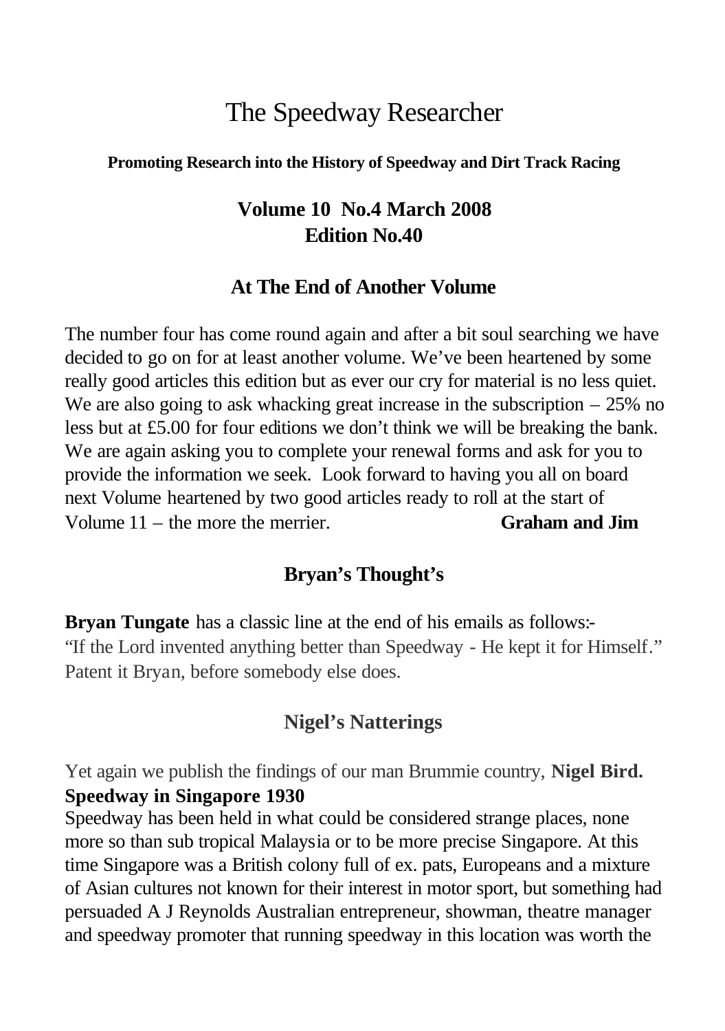# The Speedway Researcher

**Promoting Research into the History of Speedway and Dirt Track Racing**

## Volume 10 No.4 March 2008
## Edition No.40

### At The End of Another Volume

The number four has come round again and after a bit soul searching we have decided to go on for at least another volume. We've been heartened by some really good articles this edition but as ever our cry for material is no less quiet. We are also going to ask whacking great increase in the subscription – 25% no less but at £5.00 for four editions we don't think we will be breaking the bank. We are again asking you to complete your renewal forms and ask for you to provide the information we seek. Look forward to having you all on board next Volume heartened by two good articles ready to roll at the start of Volume 11 – the more the merrier. **Graham and Jim**

### Bryan's Thought's

**Bryan Tungate** has a classic line at the end of his emails as follows:-
"If the Lord invented anything better than Speedway - He kept it for Himself."
Patent it Bryan, before somebody else does.

### Nigel's Natterings

Yet again we publish the findings of our man Brummie country, **Nigel Bird.**

**Speedway in Singapore 1930**

Speedway has been held in what could be considered strange places, none more so than sub tropical Malaysia or to be more precise Singapore. At this time Singapore was a British colony full of ex. pats, Europeans and a mixture of Asian cultures not known for their interest in motor sport, but something had persuaded A J Reynolds Australian entrepreneur, showman, theatre manager and speedway promoter that running speedway in this location was worth the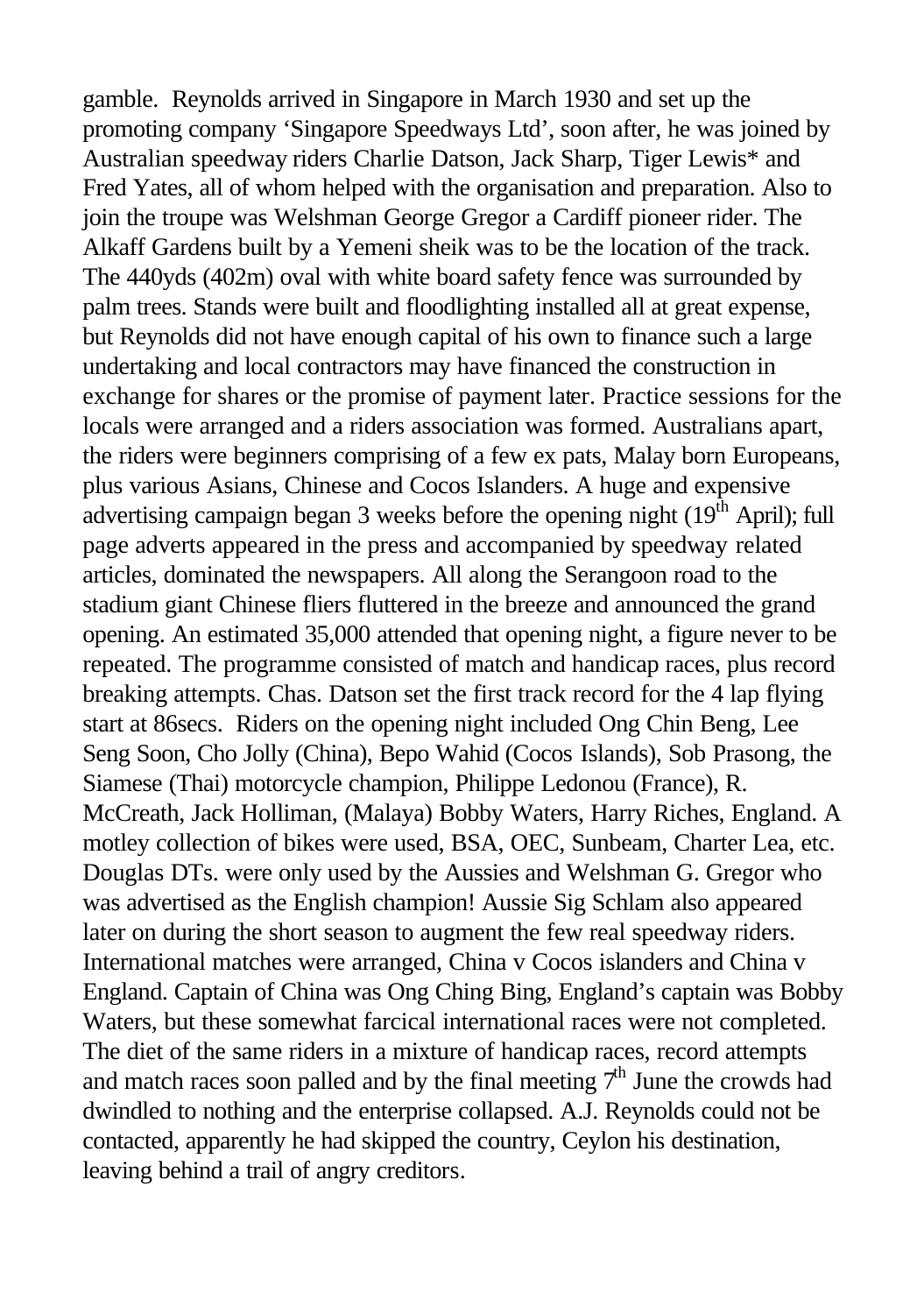gamble. Reynolds arrived in Singapore in March 1930 and set up the promoting company 'Singapore Speedways Ltd', soon after, he was joined by Australian speedway riders Charlie Datson, Jack Sharp, Tiger Lewis* and Fred Yates, all of whom helped with the organisation and preparation. Also to join the troupe was Welshman George Gregor a Cardiff pioneer rider. The Alkaff Gardens built by a Yemeni sheik was to be the location of the track. The 440yds (402m) oval with white board safety fence was surrounded by palm trees. Stands were built and floodlighting installed all at great expense, but Reynolds did not have enough capital of his own to finance such a large undertaking and local contractors may have financed the construction in exchange for shares or the promise of payment later. Practice sessions for the locals were arranged and a riders association was formed. Australians apart, the riders were beginners comprising of a few ex pats, Malay born Europeans, plus various Asians, Chinese and Cocos Islanders. A huge and expensive advertising campaign began 3 weeks before the opening night (19th April); full page adverts appeared in the press and accompanied by speedway related articles, dominated the newspapers. All along the Serangoon road to the stadium giant Chinese fliers fluttered in the breeze and announced the grand opening. An estimated 35,000 attended that opening night, a figure never to be repeated. The programme consisted of match and handicap races, plus record breaking attempts. Chas. Datson set the first track record for the 4 lap flying start at 86secs. Riders on the opening night included Ong Chin Beng, Lee Seng Soon, Cho Jolly (China), Bepo Wahid (Cocos Islands), Sob Prasong, the Siamese (Thai) motorcycle champion, Philippe Ledonou (France), R. McCreath, Jack Holliman, (Malaya) Bobby Waters, Harry Riches, England. A motley collection of bikes were used, BSA, OEC, Sunbeam, Charter Lea, etc. Douglas DTs. were only used by the Aussies and Welshman G. Gregor who was advertised as the English champion! Aussie Sig Schlam also appeared later on during the short season to augment the few real speedway riders. International matches were arranged, China v Cocos islanders and China v England. Captain of China was Ong Ching Bing, England's captain was Bobby Waters, but these somewhat farcical international races were not completed. The diet of the same riders in a mixture of handicap races, record attempts and match races soon palled and by the final meeting 7th June the crowds had dwindled to nothing and the enterprise collapsed. A.J. Reynolds could not be contacted, apparently he had skipped the country, Ceylon his destination, leaving behind a trail of angry creditors.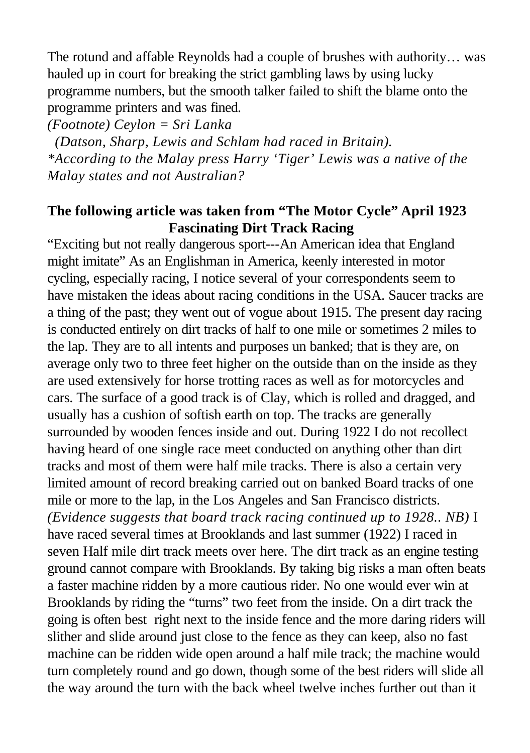The rotund and affable Reynolds had a couple of brushes with authority… was hauled up in court for breaking the strict gambling laws by using lucky programme numbers, but the smooth talker failed to shift the blame onto the programme printers and was fined.

*(Footnote) Ceylon = Sri Lanka*

*(Datson, Sharp, Lewis and Schlam had raced in Britain).*

**According to the Malay press Harry 'Tiger' Lewis was a native of the Malay states and not Australian?*

**The following article was taken from "The Motor Cycle" April 1923**

**Fascinating Dirt Track Racing**

"Exciting but not really dangerous sport---An American idea that England might imitate" As an Englishman in America, keenly interested in motor cycling, especially racing, I notice several of your correspondents seem to have mistaken the ideas about racing conditions in the USA. Saucer tracks are a thing of the past; they went out of vogue about 1915. The present day racing is conducted entirely on dirt tracks of half to one mile or sometimes 2 miles to the lap. They are to all intents and purposes un banked; that is they are, on average only two to three feet higher on the outside than on the inside as they are used extensively for horse trotting races as well as for motorcycles and cars. The surface of a good track is of Clay, which is rolled and dragged, and usually has a cushion of softish earth on top. The tracks are generally surrounded by wooden fences inside and out. During 1922 I do not recollect having heard of one single race meet conducted on anything other than dirt tracks and most of them were half mile tracks. There is also a certain very limited amount of record breaking carried out on banked Board tracks of one mile or more to the lap, in the Los Angeles and San Francisco districts. *(Evidence suggests that board track racing continued up to 1928.. NB)* I have raced several times at Brooklands and last summer (1922) I raced in seven Half mile dirt track meets over here. The dirt track as an engine testing ground cannot compare with Brooklands. By taking big risks a man often beats a faster machine ridden by a more cautious rider. No one would ever win at Brooklands by riding the "turns" two feet from the inside. On a dirt track the going is often best right next to the inside fence and the more daring riders will slither and slide around just close to the fence as they can keep, also no fast machine can be ridden wide open around a half mile track; the machine would turn completely round and go down, though some of the best riders will slide all the way around the turn with the back wheel twelve inches further out than it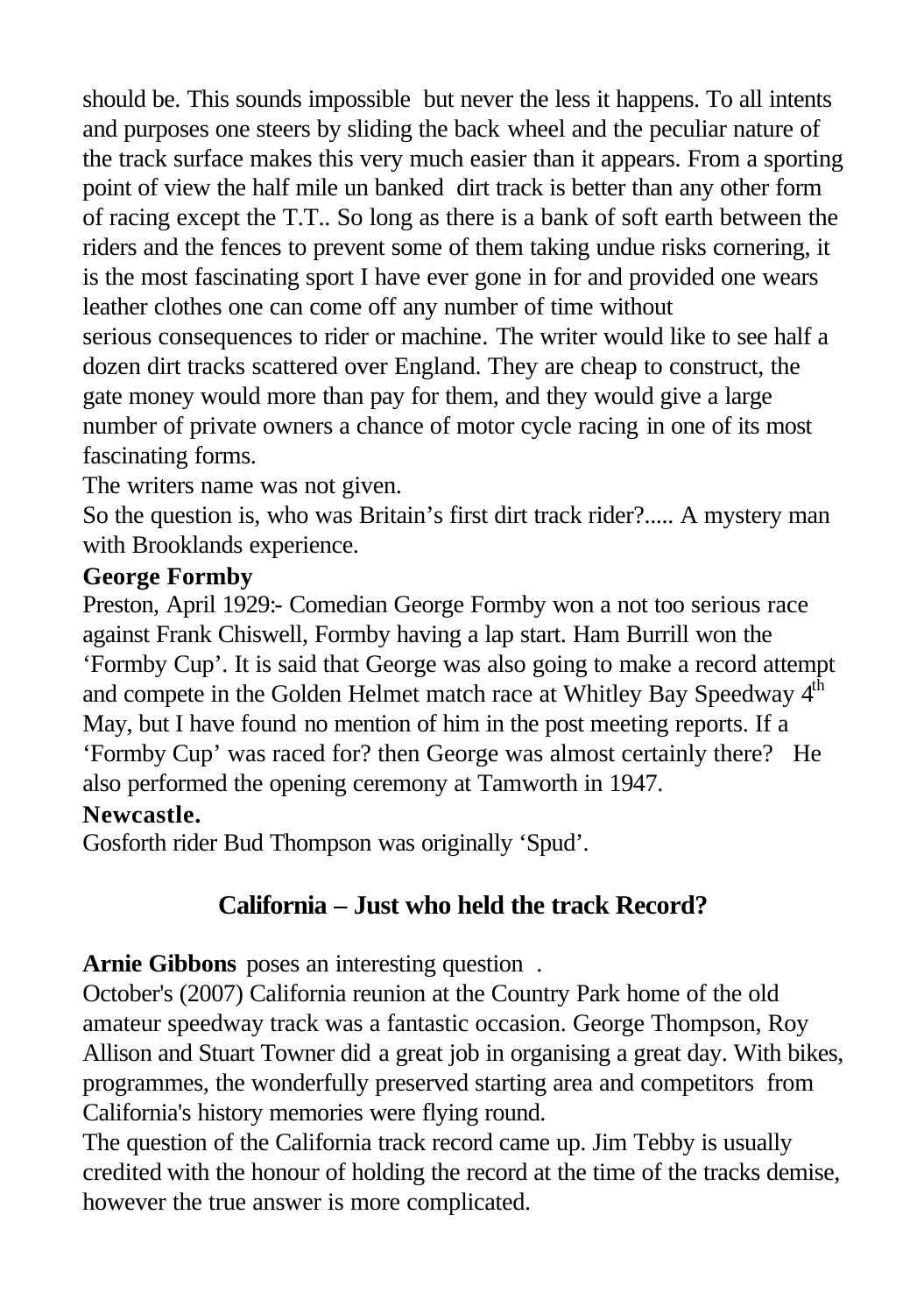should be. This sounds impossible but never the less it happens. To all intents and purposes one steers by sliding the back wheel and the peculiar nature of the track surface makes this very much easier than it appears. From a sporting point of view the half mile un banked dirt track is better than any other form of racing except the T.T.. So long as there is a bank of soft earth between the riders and the fences to prevent some of them taking undue risks cornering, it is the most fascinating sport I have ever gone in for and provided one wears leather clothes one can come off any number of time without serious consequences to rider or machine. The writer would like to see half a dozen dirt tracks scattered over England. They are cheap to construct, the gate money would more than pay for them, and they would give a large number of private owners a chance of motor cycle racing in one of its most fascinating forms.

The writers name was not given.

So the question is, who was Britain's first dirt track rider?..... A mystery man with Brooklands experience.

**George Formby**

Preston, April 1929:- Comedian George Formby won a not too serious race against Frank Chiswell, Formby having a lap start. Ham Burrill won the 'Formby Cup'. It is said that George was also going to make a record attempt and compete in the Golden Helmet match race at Whitley Bay Speedway 4th May, but I have found no mention of him in the post meeting reports. If a 'Formby Cup' was raced for? then George was almost certainly there? He also performed the opening ceremony at Tamworth in 1947.

**Newcastle.**

Gosforth rider Bud Thompson was originally 'Spud'.

## California – Just who held the track Record?

**Arnie Gibbons** poses an interesting question .

October's (2007) California reunion at the Country Park home of the old amateur speedway track was a fantastic occasion. George Thompson, Roy Allison and Stuart Towner did a great job in organising a great day. With bikes, programmes, the wonderfully preserved starting area and competitors from California's history memories were flying round.

The question of the California track record came up. Jim Tebby is usually credited with the honour of holding the record at the time of the tracks demise, however the true answer is more complicated.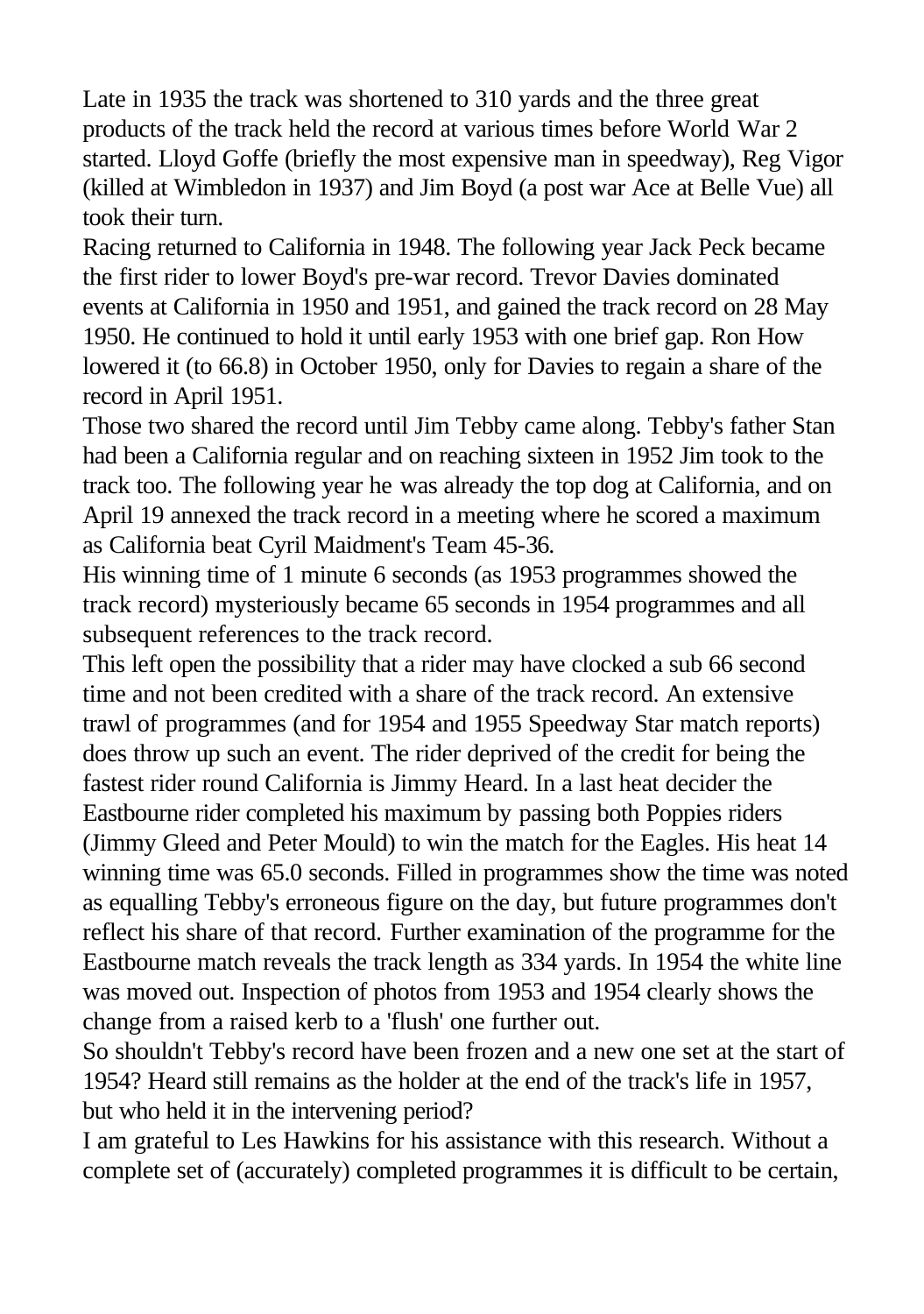Late in 1935 the track was shortened to 310 yards and the three great products of the track held the record at various times before World War 2 started. Lloyd Goffe (briefly the most expensive man in speedway), Reg Vigor (killed at Wimbledon in 1937) and Jim Boyd (a post war Ace at Belle Vue) all took their turn.

Racing returned to California in 1948. The following year Jack Peck became the first rider to lower Boyd's pre-war record. Trevor Davies dominated events at California in 1950 and 1951, and gained the track record on 28 May 1950. He continued to hold it until early 1953 with one brief gap. Ron How lowered it (to 66.8) in October 1950, only for Davies to regain a share of the record in April 1951.

Those two shared the record until Jim Tebby came along. Tebby's father Stan had been a California regular and on reaching sixteen in 1952 Jim took to the track too. The following year he was already the top dog at California, and on April 19 annexed the track record in a meeting where he scored a maximum as California beat Cyril Maidment's Team 45-36.

His winning time of 1 minute 6 seconds (as 1953 programmes showed the track record) mysteriously became 65 seconds in 1954 programmes and all subsequent references to the track record.

This left open the possibility that a rider may have clocked a sub 66 second time and not been credited with a share of the track record. An extensive trawl of programmes (and for 1954 and 1955 Speedway Star match reports) does throw up such an event. The rider deprived of the credit for being the fastest rider round California is Jimmy Heard. In a last heat decider the Eastbourne rider completed his maximum by passing both Poppies riders (Jimmy Gleed and Peter Mould) to win the match for the Eagles. His heat 14 winning time was 65.0 seconds. Filled in programmes show the time was noted as equalling Tebby's erroneous figure on the day, but future programmes don't reflect his share of that record. Further examination of the programme for the Eastbourne match reveals the track length as 334 yards. In 1954 the white line was moved out. Inspection of photos from 1953 and 1954 clearly shows the change from a raised kerb to a 'flush' one further out.

So shouldn't Tebby's record have been frozen and a new one set at the start of 1954? Heard still remains as the holder at the end of the track's life in 1957, but who held it in the intervening period?

I am grateful to Les Hawkins for his assistance with this research. Without a complete set of (accurately) completed programmes it is difficult to be certain,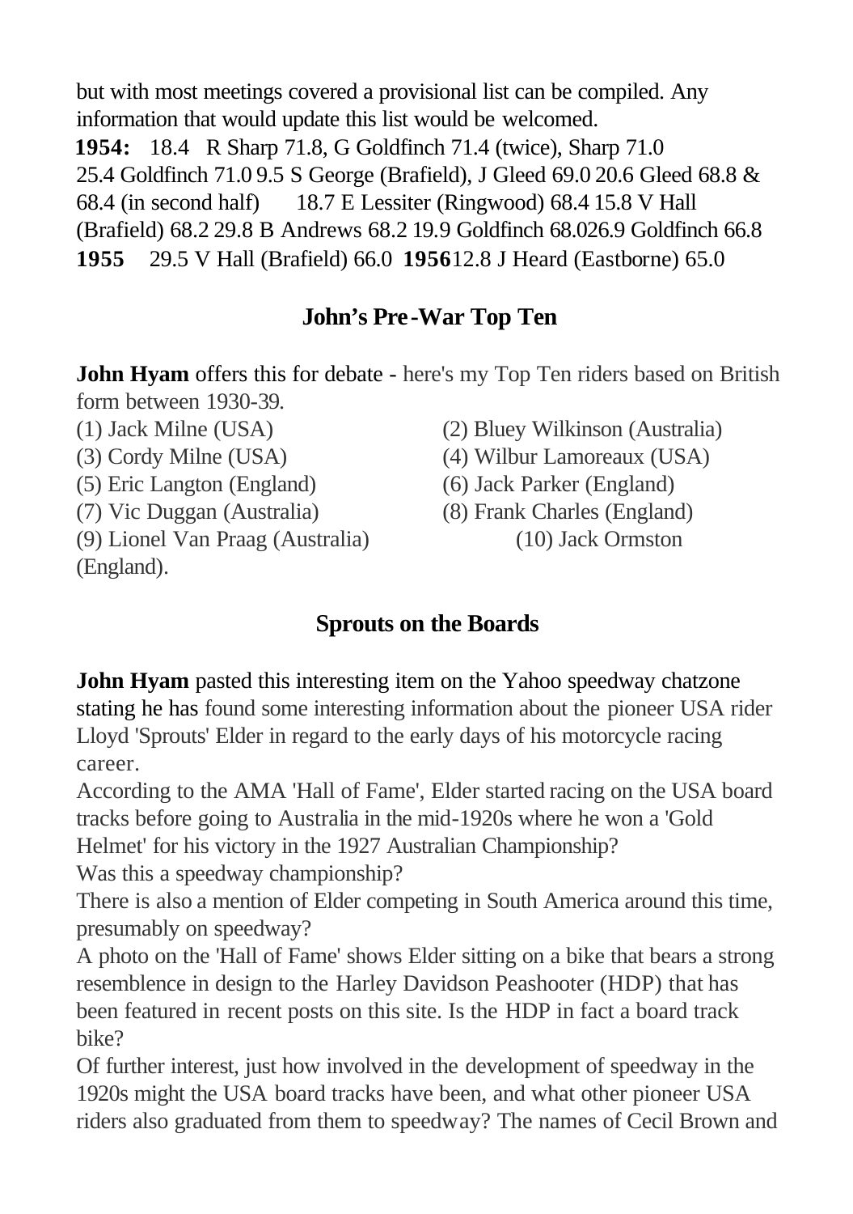but with most meetings covered a provisional list can be compiled. Any information that would update this list would be welcomed.

**1954:** 18.4 R Sharp 71.8, G Goldfinch 71.4 (twice), Sharp 71.0 25.4 Goldfinch 71.0 9.5 S George (Brafield), J Gleed 69.0 20.6 Gleed 68.8 & 68.4 (in second half) 18.7 E Lessiter (Ringwood) 68.4 15.8 V Hall (Brafield) 68.2 29.8 B Andrews 68.2 19.9 Goldfinch 68.026.9 Goldfinch 66.8 **1955** 29.5 V Hall (Brafield) 66.0 **1956**12.8 J Heard (Eastborne) 65.0

## John's Pre-War Top Ten

**John Hyam** offers this for debate - here's my Top Ten riders based on British form between 1930-39.

(1) Jack Milne (USA)
(2) Bluey Wilkinson (Australia)
(3) Cordy Milne (USA)
(4) Wilbur Lamoreaux (USA)
(5) Eric Langton (England)
(6) Jack Parker (England)
(7) Vic Duggan (Australia)
(8) Frank Charles (England)
(9) Lionel Van Praag (Australia)
(10) Jack Ormston (England).

## Sprouts on the Boards

**John Hyam** pasted this interesting item on the Yahoo speedway chatzone stating he has found some interesting information about the pioneer USA rider Lloyd 'Sprouts' Elder in regard to the early days of his motorcycle racing career.

According to the AMA 'Hall of Fame', Elder started racing on the USA board tracks before going to Australia in the mid-1920s where he won a 'Gold Helmet' for his victory in the 1927 Australian Championship?

Was this a speedway championship?

There is also a mention of Elder competing in South America around this time, presumably on speedway?

A photo on the 'Hall of Fame' shows Elder sitting on a bike that bears a strong resemblence in design to the Harley Davidson Peashooter (HDP) that has been featured in recent posts on this site. Is the HDP in fact a board track bike?

Of further interest, just how involved in the development of speedway in the 1920s might the USA board tracks have been, and what other pioneer USA riders also graduated from them to speedway? The names of Cecil Brown and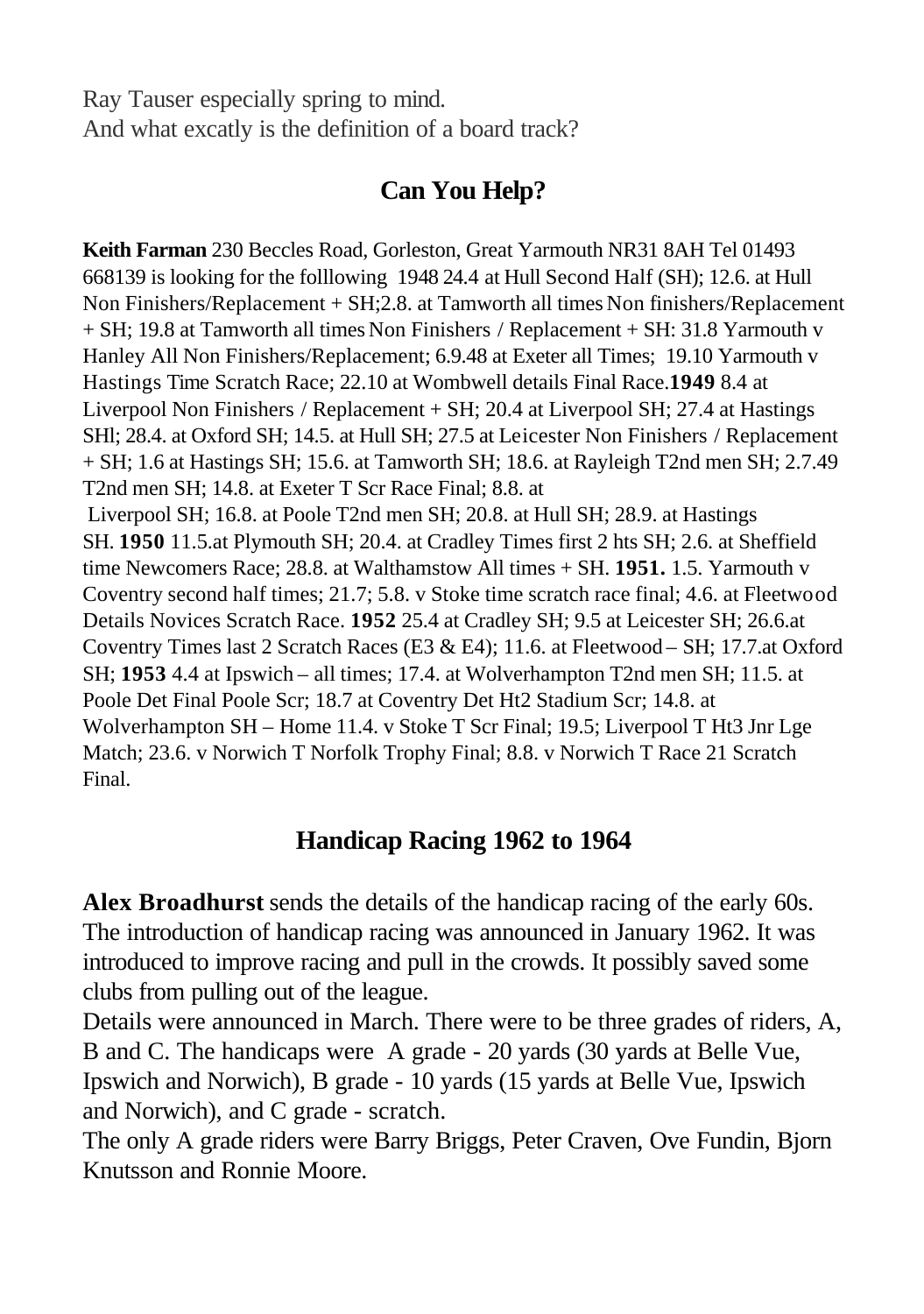Ray Tauser especially spring to mind.
And what excatly is the definition of a board track?

## Can You Help?

**Keith Farman** 230 Beccles Road, Gorleston, Great Yarmouth NR31 8AH Tel 01493 668139 is looking for the folllowing 1948 24.4 at Hull Second Half (SH); 12.6. at Hull Non Finishers/Replacement + SH;2.8. at Tamworth all times Non finishers/Replacement + SH; 19.8 at Tamworth all times Non Finishers / Replacement + SH: 31.8 Yarmouth v Hanley All Non Finishers/Replacement; 6.9.48 at Exeter all Times; 19.10 Yarmouth v Hastings Time Scratch Race; 22.10 at Wombwell details Final Race.**1949** 8.4 at Liverpool Non Finishers / Replacement + SH; 20.4 at Liverpool SH; 27.4 at Hastings SHl; 28.4. at Oxford SH; 14.5. at Hull SH; 27.5 at Leicester Non Finishers / Replacement + SH; 1.6 at Hastings SH; 15.6. at Tamworth SH; 18.6. at Rayleigh T2nd men SH; 2.7.49 T2nd men SH; 14.8. at Exeter T Scr Race Final; 8.8. at Liverpool SH; 16.8. at Poole T2nd men SH; 20.8. at Hull SH; 28.9. at Hastings SH. **1950** 11.5.at Plymouth SH; 20.4. at Cradley Times first 2 hts SH; 2.6. at Sheffield time Newcomers Race; 28.8. at Walthamstow All times + SH. **1951.** 1.5. Yarmouth v Coventry second half times; 21.7; 5.8. v Stoke time scratch race final; 4.6. at Fleetwood Details Novices Scratch Race. **1952** 25.4 at Cradley SH; 9.5 at Leicester SH; 26.6.at Coventry Times last 2 Scratch Races (E3 & E4); 11.6. at Fleetwood – SH; 17.7.at Oxford SH; **1953** 4.4 at Ipswich – all times; 17.4. at Wolverhampton T2nd men SH; 11.5. at Poole Det Final Poole Scr; 18.7 at Coventry Det Ht2 Stadium Scr; 14.8. at Wolverhampton SH – Home 11.4. v Stoke T Scr Final; 19.5; Liverpool T Ht3 Jnr Lge Match; 23.6. v Norwich T Norfolk Trophy Final; 8.8. v Norwich T Race 21 Scratch Final.

## Handicap Racing 1962 to 1964

**Alex Broadhurst** sends the details of the handicap racing of the early 60s. The introduction of handicap racing was announced in January 1962. It was introduced to improve racing and pull in the crowds. It possibly saved some clubs from pulling out of the league.

Details were announced in March. There were to be three grades of riders, A, B and C. The handicaps were A grade - 20 yards (30 yards at Belle Vue, Ipswich and Norwich), B grade - 10 yards (15 yards at Belle Vue, Ipswich and Norwich), and C grade - scratch.

The only A grade riders were Barry Briggs, Peter Craven, Ove Fundin, Bjorn Knutsson and Ronnie Moore.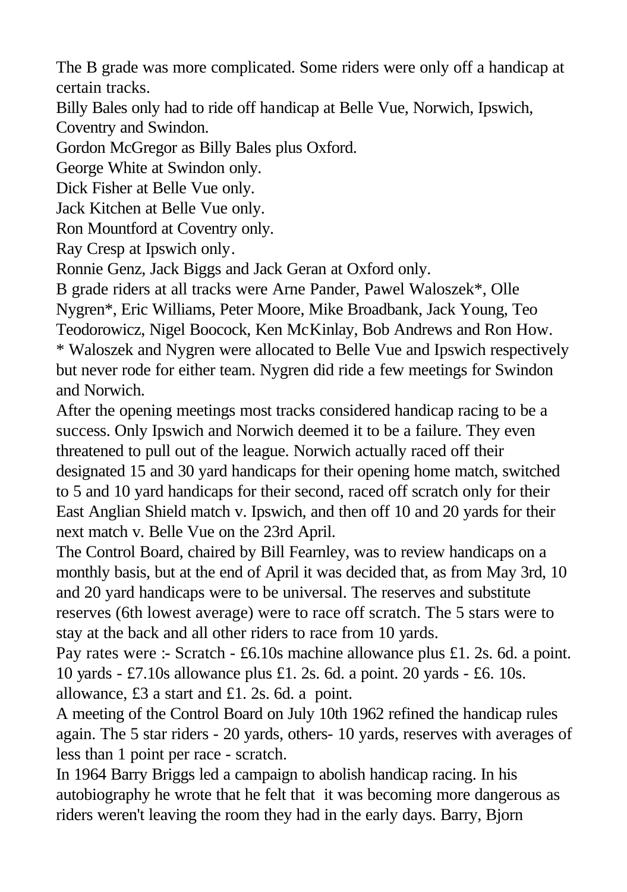The B grade was more complicated. Some riders were only off a handicap at certain tracks.

Billy Bales only had to ride off handicap at Belle Vue, Norwich, Ipswich, Coventry and Swindon.

Gordon McGregor as Billy Bales plus Oxford.

George White at Swindon only.

Dick Fisher at Belle Vue only.

Jack Kitchen at Belle Vue only.

Ron Mountford at Coventry only.

Ray Cresp at Ipswich only.

Ronnie Genz, Jack Biggs and Jack Geran at Oxford only.

B grade riders at all tracks were Arne Pander, Pawel Waloszek*, Olle Nygren*, Eric Williams, Peter Moore, Mike Broadbank, Jack Young, Teo Teodorowicz, Nigel Boocock, Ken McKinlay, Bob Andrews and Ron How.

* Waloszek and Nygren were allocated to Belle Vue and Ipswich respectively but never rode for either team. Nygren did ride a few meetings for Swindon and Norwich.

After the opening meetings most tracks considered handicap racing to be a success. Only Ipswich and Norwich deemed it to be a failure. They even threatened to pull out of the league. Norwich actually raced off their designated 15 and 30 yard handicaps for their opening home match, switched to 5 and 10 yard handicaps for their second, raced off scratch only for their East Anglian Shield match v. Ipswich, and then off 10 and 20 yards for their next match v. Belle Vue on the 23rd April.

The Control Board, chaired by Bill Fearnley, was to review handicaps on a monthly basis, but at the end of April it was decided that, as from May 3rd, 10 and 20 yard handicaps were to be universal. The reserves and substitute reserves (6th lowest average) were to race off scratch. The 5 stars were to stay at the back and all other riders to race from 10 yards.

Pay rates were :- Scratch - £6.10s machine allowance plus £1. 2s. 6d. a point. 10 yards - £7.10s allowance plus £1. 2s. 6d. a point. 20 yards - £6. 10s. allowance, £3 a start and £1. 2s. 6d. a point.

A meeting of the Control Board on July 10th 1962 refined the handicap rules again. The 5 star riders - 20 yards, others- 10 yards, reserves with averages of less than 1 point per race - scratch.

In 1964 Barry Briggs led a campaign to abolish handicap racing. In his autobiography he wrote that he felt that it was becoming more dangerous as riders weren't leaving the room they had in the early days. Barry, Bjorn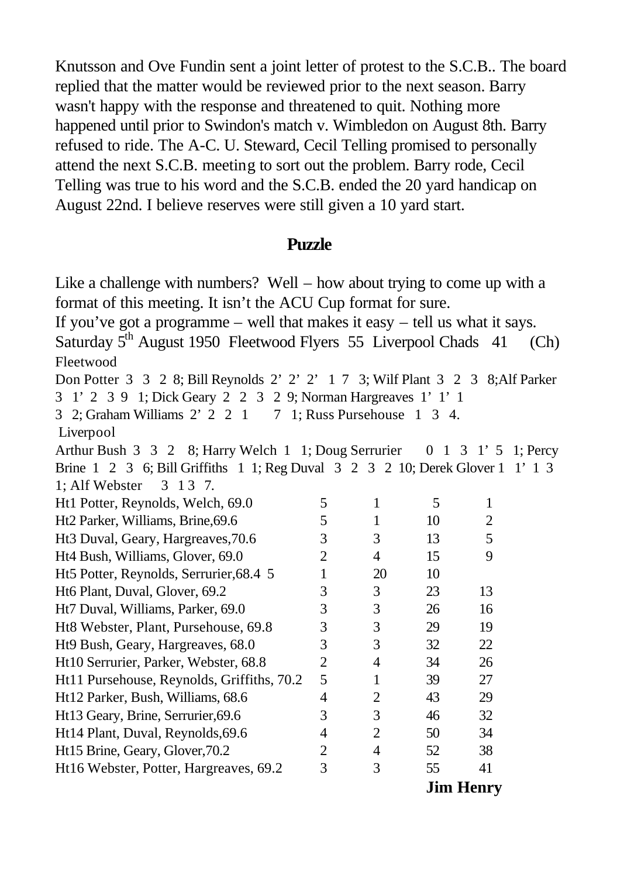Knutsson and Ove Fundin sent a joint letter of protest to the S.C.B.. The board replied that the matter would be reviewed prior to the next season. Barry wasn't happy with the response and threatened to quit. Nothing more happened until prior to Swindon's match v. Wimbledon on August 8th. Barry refused to ride. The A-C. U. Steward, Cecil Telling promised to personally attend the next S.C.B. meeting to sort out the problem. Barry rode, Cecil Telling was true to his word and the S.C.B. ended the 20 yard handicap on August 22nd. I believe reserves were still given a 10 yard start.

## Puzzle

Like a challenge with numbers? Well – how about trying to come up with a format of this meeting. It isn't the ACU Cup format for sure.
If you've got a programme – well that makes it easy – tell us what it says.
Saturday 5th August 1950 Fleetwood Flyers 55 Liverpool Chads 41 (Ch)
Fleetwood
Don Potter 3 3 2 8; Bill Reynolds 2' 2' 2' 1 7 3; Wilf Plant 3 2 3 8;Alf Parker 3 1' 2 3 9 1; Dick Geary 2 2 3 2 9; Norman Hargreaves 1' 1' 1 3 2; Graham Williams 2' 2 2 1 7 1; Russ Pursehouse 1 3 4.
Liverpool
Arthur Bush 3 3 2 8; Harry Welch 1 1; Doug Serrurier 0 1 3 1' 5 1; Percy Brine 1 2 3 6; Bill Griffiths 1 1; Reg Duval 3 2 3 2 10; Derek Glover 1 1' 1 3 1; Alf Webster 3 1 3 7.

| | | | | |
|---|---|---|---|---|
| Ht1 Potter, Reynolds, Welch, 69.0 | 5 | 1 | 5 | 1 |
| Ht2 Parker, Williams, Brine,69.6 | 5 | 1 | 10 | 2 |
| Ht3 Duval, Geary, Hargreaves,70.6 | 3 | 3 | 13 | 5 |
| Ht4 Bush, Williams, Glover, 69.0 | 2 | 4 | 15 | 9 |
| Ht5 Potter, Reynolds, Serrurier,68.4 5 | 1 | 20 | 10 | |
| Ht6 Plant, Duval, Glover, 69.2 | 3 | 3 | 23 | 13 |
| Ht7 Duval, Williams, Parker, 69.0 | 3 | 3 | 26 | 16 |
| Ht8 Webster, Plant, Pursehouse, 69.8 | 3 | 3 | 29 | 19 |
| Ht9 Bush, Geary, Hargreaves, 68.0 | 3 | 3 | 32 | 22 |
| Ht10 Serrurier, Parker, Webster, 68.8 | 2 | 4 | 34 | 26 |
| Ht11 Pursehouse, Reynolds, Griffiths, 70.2 | 5 | 1 | 39 | 27 |
| Ht12 Parker, Bush, Williams, 68.6 | 4 | 2 | 43 | 29 |
| Ht13 Geary, Brine, Serrurier,69.6 | 3 | 3 | 46 | 32 |
| Ht14 Plant, Duval, Reynolds,69.6 | 4 | 2 | 50 | 34 |
| Ht15 Brine, Geary, Glover,70.2 | 2 | 4 | 52 | 38 |
| Ht16 Webster, Potter, Hargreaves, 69.2 | 3 | 3 | 55 | 41 |

**Jim Henry**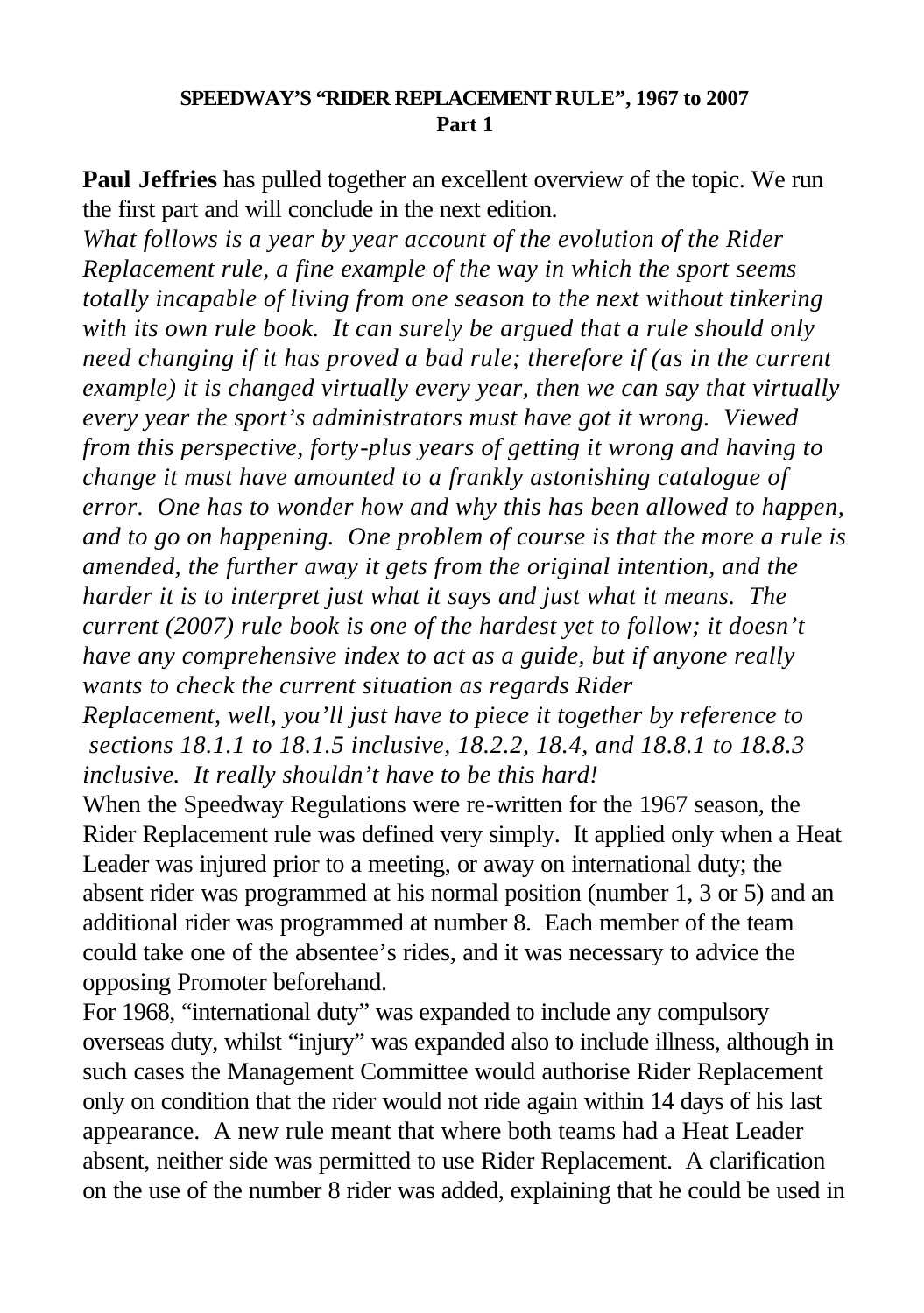**SPEEDWAY'S "RIDER REPLACEMENT RULE", 1967 to 2007**
**Part 1**

**Paul Jeffries** has pulled together an excellent overview of the topic. We run the first part and will conclude in the next edition.

*What follows is a year by year account of the evolution of the Rider Replacement rule, a fine example of the way in which the sport seems totally incapable of living from one season to the next without tinkering with its own rule book. It can surely be argued that a rule should only need changing if it has proved a bad rule; therefore if (as in the current example) it is changed virtually every year, then we can say that virtually every year the sport's administrators must have got it wrong. Viewed from this perspective, forty-plus years of getting it wrong and having to change it must have amounted to a frankly astonishing catalogue of error. One has to wonder how and why this has been allowed to happen, and to go on happening. One problem of course is that the more a rule is amended, the further away it gets from the original intention, and the harder it is to interpret just what it says and just what it means. The current (2007) rule book is one of the hardest yet to follow; it doesn't have any comprehensive index to act as a guide, but if anyone really wants to check the current situation as regards Rider Replacement, well, you'll just have to piece it together by reference to sections 18.1.1 to 18.1.5 inclusive, 18.2.2, 18.4, and 18.8.1 to 18.8.3 inclusive. It really shouldn't have to be this hard!*

When the Speedway Regulations were re-written for the 1967 season, the Rider Replacement rule was defined very simply. It applied only when a Heat Leader was injured prior to a meeting, or away on international duty; the absent rider was programmed at his normal position (number 1, 3 or 5) and an additional rider was programmed at number 8. Each member of the team could take one of the absentee's rides, and it was necessary to advice the opposing Promoter beforehand.

For 1968, "international duty" was expanded to include any compulsory overseas duty, whilst "injury" was expanded also to include illness, although in such cases the Management Committee would authorise Rider Replacement only on condition that the rider would not ride again within 14 days of his last appearance. A new rule meant that where both teams had a Heat Leader absent, neither side was permitted to use Rider Replacement. A clarification on the use of the number 8 rider was added, explaining that he could be used in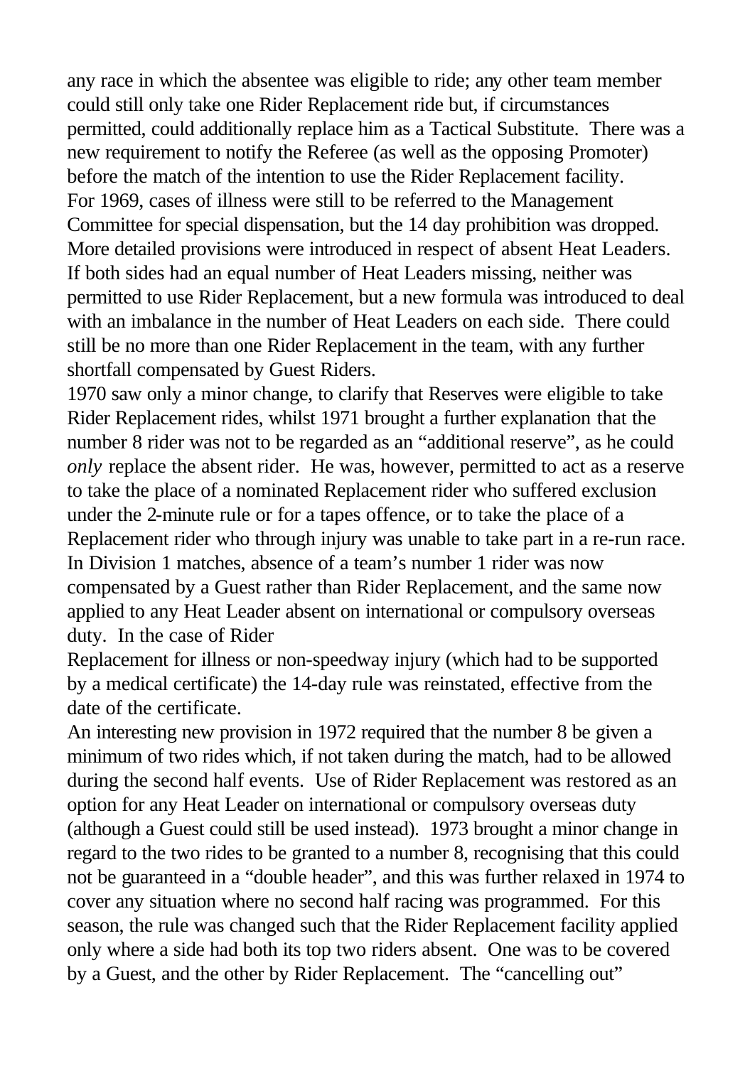any race in which the absentee was eligible to ride; any other team member could still only take one Rider Replacement ride but, if circumstances permitted, could additionally replace him as a Tactical Substitute. There was a new requirement to notify the Referee (as well as the opposing Promoter) before the match of the intention to use the Rider Replacement facility.

For 1969, cases of illness were still to be referred to the Management Committee for special dispensation, but the 14 day prohibition was dropped. More detailed provisions were introduced in respect of absent Heat Leaders. If both sides had an equal number of Heat Leaders missing, neither was permitted to use Rider Replacement, but a new formula was introduced to deal with an imbalance in the number of Heat Leaders on each side. There could still be no more than one Rider Replacement in the team, with any further shortfall compensated by Guest Riders.

1970 saw only a minor change, to clarify that Reserves were eligible to take Rider Replacement rides, whilst 1971 brought a further explanation that the number 8 rider was not to be regarded as an "additional reserve", as he could *only* replace the absent rider. He was, however, permitted to act as a reserve to take the place of a nominated Replacement rider who suffered exclusion under the 2-minute rule or for a tapes offence, or to take the place of a Replacement rider who through injury was unable to take part in a re-run race. In Division 1 matches, absence of a team's number 1 rider was now compensated by a Guest rather than Rider Replacement, and the same now applied to any Heat Leader absent on international or compulsory overseas duty. In the case of Rider Replacement for illness or non-speedway injury (which had to be supported by a medical certificate) the 14-day rule was reinstated, effective from the date of the certificate.

An interesting new provision in 1972 required that the number 8 be given a minimum of two rides which, if not taken during the match, had to be allowed during the second half events. Use of Rider Replacement was restored as an option for any Heat Leader on international or compulsory overseas duty (although a Guest could still be used instead). 1973 brought a minor change in regard to the two rides to be granted to a number 8, recognising that this could not be guaranteed in a "double header", and this was further relaxed in 1974 to cover any situation where no second half racing was programmed. For this season, the rule was changed such that the Rider Replacement facility applied only where a side had both its top two riders absent. One was to be covered by a Guest, and the other by Rider Replacement. The "cancelling out"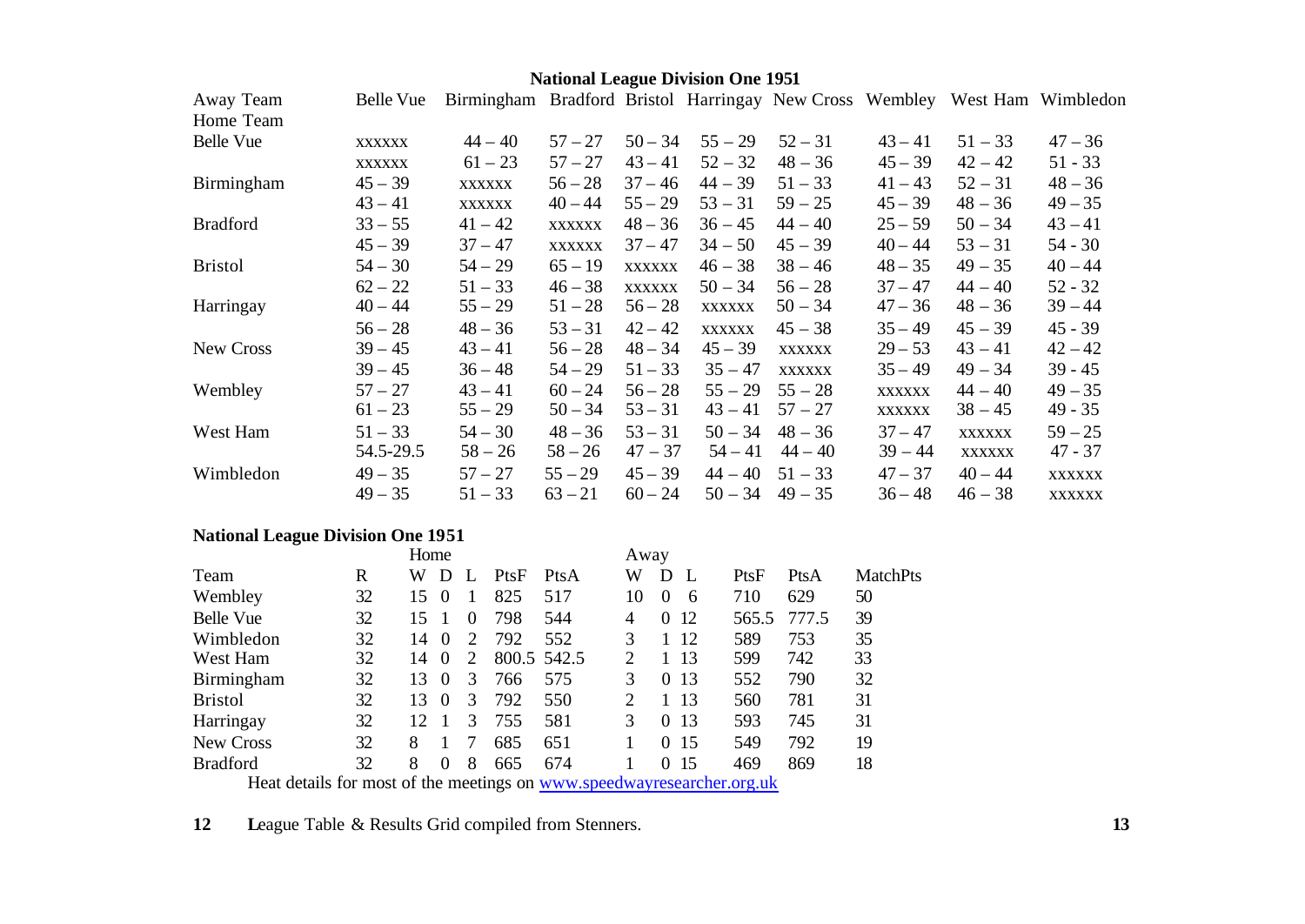## National League Division One 1951

| Away Team<br>Home Team | Belle Vue | Birmingham | Bradford | Bristol | Harringay | New Cross | Wembley | West Ham | Wimbledon |
|---|---|---|---|---|---|---|---|---|---|
| Belle Vue | xxxxxx | 44 – 40 | 57 – 27 | 50 – 34 | 55 – 29 | 52 – 31 | 43 – 41 | 51 – 33 | 47 – 36 |
| | xxxxxx | 61 – 23 | 57 – 27 | 43 – 41 | 52 – 32 | 48 – 36 | 45 – 39 | 42 – 42 | 51 - 33 |
| Birmingham | 45 – 39 | xxxxxx | 56 – 28 | 37 – 46 | 44 – 39 | 51 – 33 | 41 – 43 | 52 – 31 | 48 – 36 |
| | 43 – 41 | xxxxxx | 40 – 44 | 55 – 29 | 53 – 31 | 59 – 25 | 45 – 39 | 48 – 36 | 49 – 35 |
| Bradford | 33 – 55 | 41 – 42 | xxxxxx | 48 – 36 | 36 – 45 | 44 – 40 | 25 – 59 | 50 – 34 | 43 – 41 |
| | 45 – 39 | 37 – 47 | xxxxxx | 37 – 47 | 34 – 50 | 45 – 39 | 40 – 44 | 53 – 31 | 54 - 30 |
| Bristol | 54 – 30 | 54 – 29 | 65 – 19 | xxxxxx | 46 – 38 | 38 – 46 | 48 – 35 | 49 – 35 | 40 – 44 |
| | 62 – 22 | 51 – 33 | 46 – 38 | xxxxxx | 50 – 34 | 56 – 28 | 37 – 47 | 44 – 40 | 52 - 32 |
| Harringay | 40 – 44 | 55 – 29 | 51 – 28 | 56 – 28 | xxxxxx | 50 – 34 | 47 – 36 | 48 – 36 | 39 – 44 |
| | 56 – 28 | 48 – 36 | 53 – 31 | 42 – 42 | xxxxxx | 45 – 38 | 35 – 49 | 45 – 39 | 45 - 39 |
| New Cross | 39 – 45 | 43 – 41 | 56 – 28 | 48 – 34 | 45 – 39 | xxxxxx | 29 – 53 | 43 – 41 | 42 – 42 |
| | 39 – 45 | 36 – 48 | 54 – 29 | 51 – 33 | 35 – 47 | xxxxxx | 35 – 49 | 49 – 34 | 39 - 45 |
| Wembley | 57 – 27 | 43 – 41 | 60 – 24 | 56 – 28 | 55 – 29 | 55 – 28 | xxxxxx | 44 – 40 | 49 – 35 |
| | 61 – 23 | 55 – 29 | 50 – 34 | 53 – 31 | 43 – 41 | 57 – 27 | xxxxxx | 38 – 45 | 49 - 35 |
| West Ham | 51 – 33 | 54 – 30 | 48 – 36 | 53 – 31 | 50 – 34 | 48 – 36 | 37 – 47 | xxxxxx | 59 – 25 |
| | 54.5-29.5 | 58 – 26 | 58 – 26 | 47 – 37 | 54 – 41 | 44 – 40 | 39 – 44 | xxxxxx | 47 - 37 |
| Wimbledon | 49 – 35 | 57 – 27 | 55 – 29 | 45 – 39 | 44 – 40 | 51 – 33 | 47 – 37 | 40 – 44 | xxxxxx |
| | 49 – 35 | 51 – 33 | 63 – 21 | 60 – 24 | 50 – 34 | 49 – 35 | 36 – 48 | 46 – 38 | xxxxxx |

## National League Division One 1951

| | | Home | | | | | Away | | | | | |
|---|---|---|---|---|---|---|---|---|---|---|---|---|
| Team | R | W | D | L | PtsF | PtsA | W | D | L | PtsF | PtsA | MatchPts |
| Wembley | 32 | 15 | 0 | 1 | 825 | 517 | 10 | 0 | 6 | 710 | 629 | 50 |
| Belle Vue | 32 | 15 | 1 | 0 | 798 | 544 | 4 | 0 | 12 | 565.5 | 777.5 | 39 |
| Wimbledon | 32 | 14 | 0 | 2 | 792 | 552 | 3 | 1 | 12 | 589 | 753 | 35 |
| West Ham | 32 | 14 | 0 | 2 | 800.5 | 542.5 | 2 | 1 | 13 | 599 | 742 | 33 |
| Birmingham | 32 | 13 | 0 | 3 | 766 | 575 | 3 | 0 | 13 | 552 | 790 | 32 |
| Bristol | 32 | 13 | 0 | 3 | 792 | 550 | 2 | 1 | 13 | 560 | 781 | 31 |
| Harringay | 32 | 12 | 1 | 3 | 755 | 581 | 3 | 0 | 13 | 593 | 745 | 31 |
| New Cross | 32 | 8 | 1 | 7 | 685 | 651 | 1 | 0 | 15 | 549 | 792 | 19 |
| Bradford | 32 | 8 | 0 | 8 | 665 | 674 | 1 | 0 | 15 | 469 | 869 | 18 |

Heat details for most of the meetings on www.speedwayresearcher.org.uk

League Table & Results Grid compiled from Stenners.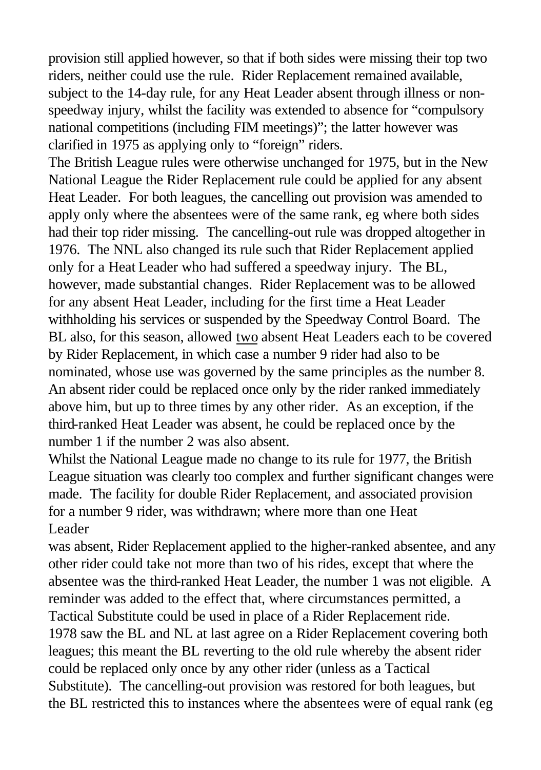provision still applied however, so that if both sides were missing their top two riders, neither could use the rule. Rider Replacement remained available, subject to the 14-day rule, for any Heat Leader absent through illness or non-speedway injury, whilst the facility was extended to absence for "compulsory national competitions (including FIM meetings)"; the latter however was clarified in 1975 as applying only to "foreign" riders.

The British League rules were otherwise unchanged for 1975, but in the New National League the Rider Replacement rule could be applied for any absent Heat Leader. For both leagues, the cancelling out provision was amended to apply only where the absentees were of the same rank, eg where both sides had their top rider missing. The cancelling-out rule was dropped altogether in 1976. The NNL also changed its rule such that Rider Replacement applied only for a Heat Leader who had suffered a speedway injury. The BL, however, made substantial changes. Rider Replacement was to be allowed for any absent Heat Leader, including for the first time a Heat Leader withholding his services or suspended by the Speedway Control Board. The BL also, for this season, allowed <u>two</u> absent Heat Leaders each to be covered by Rider Replacement, in which case a number 9 rider had also to be nominated, whose use was governed by the same principles as the number 8. An absent rider could be replaced once only by the rider ranked immediately above him, but up to three times by any other rider. As an exception, if the third-ranked Heat Leader was absent, he could be replaced once by the number 1 if the number 2 was also absent.

Whilst the National League made no change to its rule for 1977, the British League situation was clearly too complex and further significant changes were made. The facility for double Rider Replacement, and associated provision for a number 9 rider, was withdrawn; where more than one Heat Leader was absent, Rider Replacement applied to the higher-ranked absentee, and any other rider could take not more than two of his rides, except that where the absentee was the third-ranked Heat Leader, the number 1 was not eligible. A reminder was added to the effect that, where circumstances permitted, a Tactical Substitute could be used in place of a Rider Replacement ride.

1978 saw the BL and NL at last agree on a Rider Replacement covering both leagues; this meant the BL reverting to the old rule whereby the absent rider could be replaced only once by any other rider (unless as a Tactical Substitute). The cancelling-out provision was restored for both leagues, but the BL restricted this to instances where the absentees were of equal rank (eg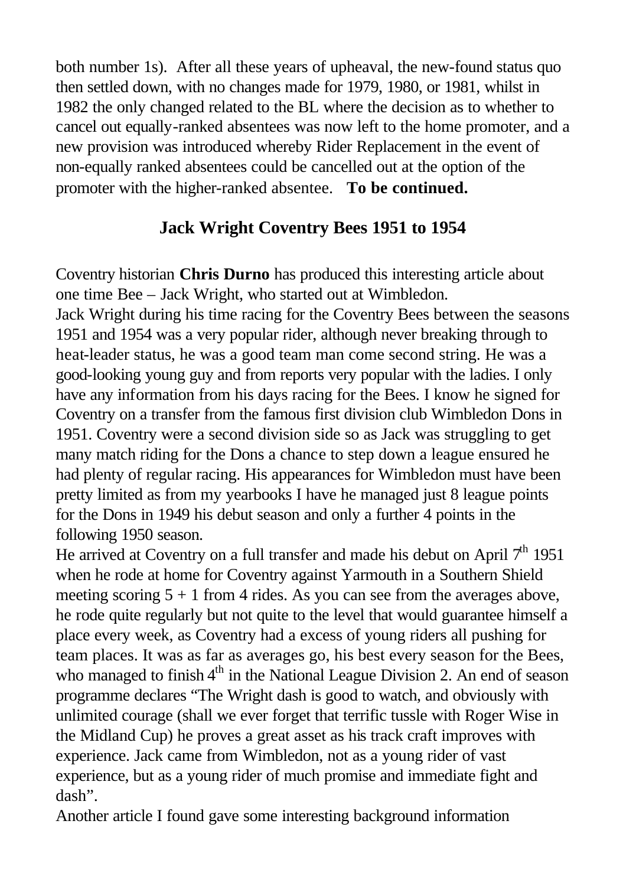both number 1s). After all these years of upheaval, the new-found status quo then settled down, with no changes made for 1979, 1980, or 1981, whilst in 1982 the only changed related to the BL where the decision as to whether to cancel out equally-ranked absentees was now left to the home promoter, and a new provision was introduced whereby Rider Replacement in the event of non-equally ranked absentees could be cancelled out at the option of the promoter with the higher-ranked absentee. **To be continued.**

## Jack Wright Coventry Bees 1951 to 1954

Coventry historian **Chris Durno** has produced this interesting article about one time Bee – Jack Wright, who started out at Wimbledon.

Jack Wright during his time racing for the Coventry Bees between the seasons 1951 and 1954 was a very popular rider, although never breaking through to heat-leader status, he was a good team man come second string. He was a good-looking young guy and from reports very popular with the ladies. I only have any information from his days racing for the Bees. I know he signed for Coventry on a transfer from the famous first division club Wimbledon Dons in 1951. Coventry were a second division side so as Jack was struggling to get many match riding for the Dons a chance to step down a league ensured he had plenty of regular racing. His appearances for Wimbledon must have been pretty limited as from my yearbooks I have he managed just 8 league points for the Dons in 1949 his debut season and only a further 4 points in the following 1950 season.

He arrived at Coventry on a full transfer and made his debut on April 7th 1951 when he rode at home for Coventry against Yarmouth in a Southern Shield meeting scoring 5 + 1 from 4 rides. As you can see from the averages above, he rode quite regularly but not quite to the level that would guarantee himself a place every week, as Coventry had a excess of young riders all pushing for team places. It was as far as averages go, his best every season for the Bees, who managed to finish 4th in the National League Division 2. An end of season programme declares "The Wright dash is good to watch, and obviously with unlimited courage (shall we ever forget that terrific tussle with Roger Wise in the Midland Cup) he proves a great asset as his track craft improves with experience. Jack came from Wimbledon, not as a young rider of vast experience, but as a young rider of much promise and immediate fight and dash".

Another article I found gave some interesting background information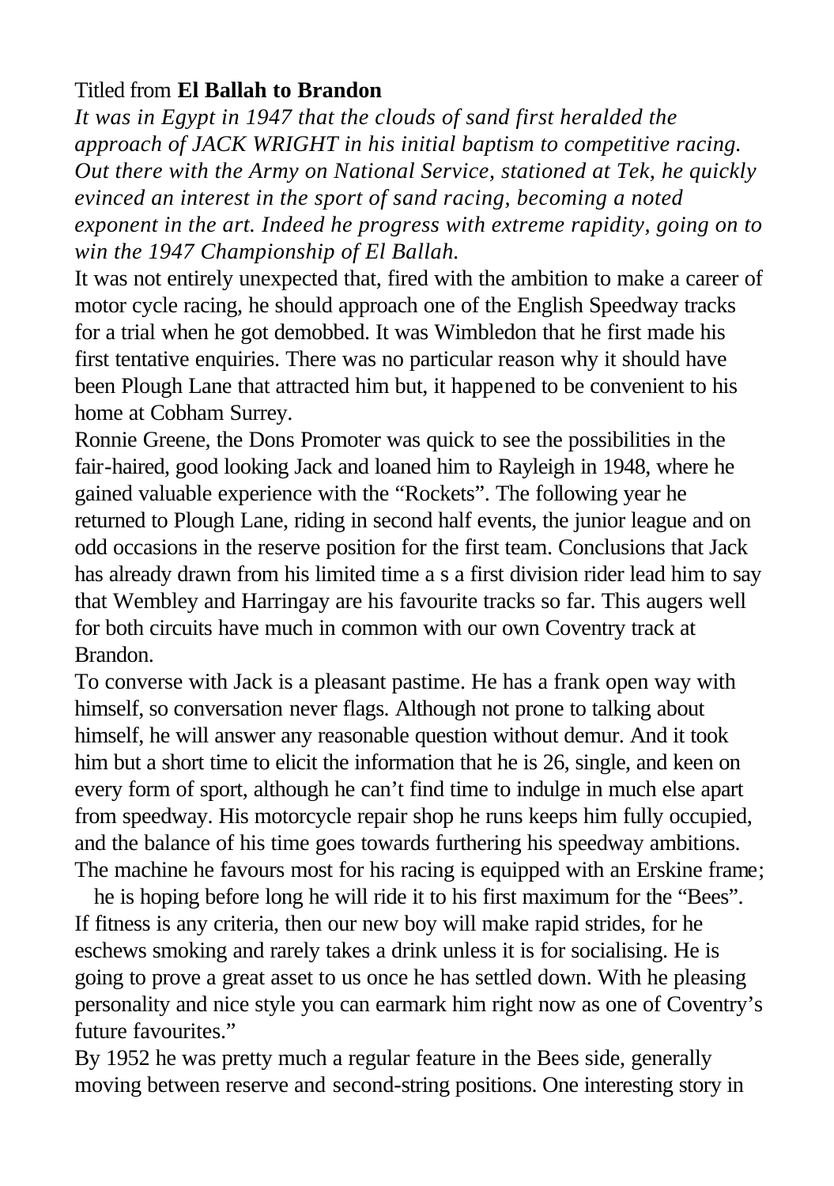Titled from **El Ballah to Brandon**

*It was in Egypt in 1947 that the clouds of sand first heralded the approach of JACK WRIGHT in his initial baptism to competitive racing. Out there with the Army on National Service, stationed at Tek, he quickly evinced an interest in the sport of sand racing, becoming a noted exponent in the art. Indeed he progress with extreme rapidity, going on to win the 1947 Championship of El Ballah.*

It was not entirely unexpected that, fired with the ambition to make a career of motor cycle racing, he should approach one of the English Speedway tracks for a trial when he got demobbed. It was Wimbledon that he first made his first tentative enquiries. There was no particular reason why it should have been Plough Lane that attracted him but, it happened to be convenient to his home at Cobham Surrey.

Ronnie Greene, the Dons Promoter was quick to see the possibilities in the fair-haired, good looking Jack and loaned him to Rayleigh in 1948, where he gained valuable experience with the "Rockets". The following year he returned to Plough Lane, riding in second half events, the junior league and on odd occasions in the reserve position for the first team. Conclusions that Jack has already drawn from his limited time a s a first division rider lead him to say that Wembley and Harringay are his favourite tracks so far. This augers well for both circuits have much in common with our own Coventry track at Brandon.

To converse with Jack is a pleasant pastime. He has a frank open way with himself, so conversation never flags. Although not prone to talking about himself, he will answer any reasonable question without demur. And it took him but a short time to elicit the information that he is 26, single, and keen on every form of sport, although he can't find time to indulge in much else apart from speedway. His motorcycle repair shop he runs keeps him fully occupied, and the balance of his time goes towards furthering his speedway ambitions. The machine he favours most for his racing is equipped with an Erskine frame; he is hoping before long he will ride it to his first maximum for the "Bees". If fitness is any criteria, then our new boy will make rapid strides, for he eschews smoking and rarely takes a drink unless it is for socialising. He is going to prove a great asset to us once he has settled down. With he pleasing personality and nice style you can earmark him right now as one of Coventry's future favourites."

By 1952 he was pretty much a regular feature in the Bees side, generally moving between reserve and second-string positions. One interesting story in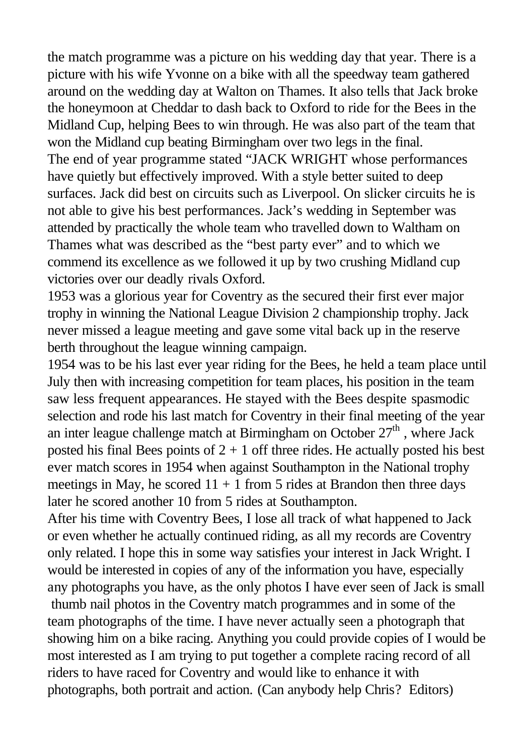the match programme was a picture on his wedding day that year. There is a picture with his wife Yvonne on a bike with all the speedway team gathered around on the wedding day at Walton on Thames. It also tells that Jack broke the honeymoon at Cheddar to dash back to Oxford to ride for the Bees in the Midland Cup, helping Bees to win through. He was also part of the team that won the Midland cup beating Birmingham over two legs in the final.

The end of year programme stated "JACK WRIGHT whose performances have quietly but effectively improved. With a style better suited to deep surfaces. Jack did best on circuits such as Liverpool. On slicker circuits he is not able to give his best performances. Jack's wedding in September was attended by practically the whole team who travelled down to Waltham on Thames what was described as the "best party ever" and to which we commend its excellence as we followed it up by two crushing Midland cup victories over our deadly rivals Oxford.

1953 was a glorious year for Coventry as the secured their first ever major trophy in winning the National League Division 2 championship trophy. Jack never missed a league meeting and gave some vital back up in the reserve berth throughout the league winning campaign.

1954 was to be his last ever year riding for the Bees, he held a team place until July then with increasing competition for team places, his position in the team saw less frequent appearances. He stayed with the Bees despite spasmodic selection and rode his last match for Coventry in their final meeting of the year an inter league challenge match at Birmingham on October 27th , where Jack posted his final Bees points of 2 + 1 off three rides. He actually posted his best ever match scores in 1954 when against Southampton in the National trophy meetings in May, he scored 11 + 1 from 5 rides at Brandon then three days later he scored another 10 from 5 rides at Southampton.

After his time with Coventry Bees, I lose all track of what happened to Jack or even whether he actually continued riding, as all my records are Coventry only related. I hope this in some way satisfies your interest in Jack Wright. I would be interested in copies of any of the information you have, especially any photographs you have, as the only photos I have ever seen of Jack is small thumb nail photos in the Coventry match programmes and in some of the team photographs of the time. I have never actually seen a photograph that showing him on a bike racing. Anything you could provide copies of I would be most interested as I am trying to put together a complete racing record of all riders to have raced for Coventry and would like to enhance it with photographs, both portrait and action. (Can anybody help Chris? Editors)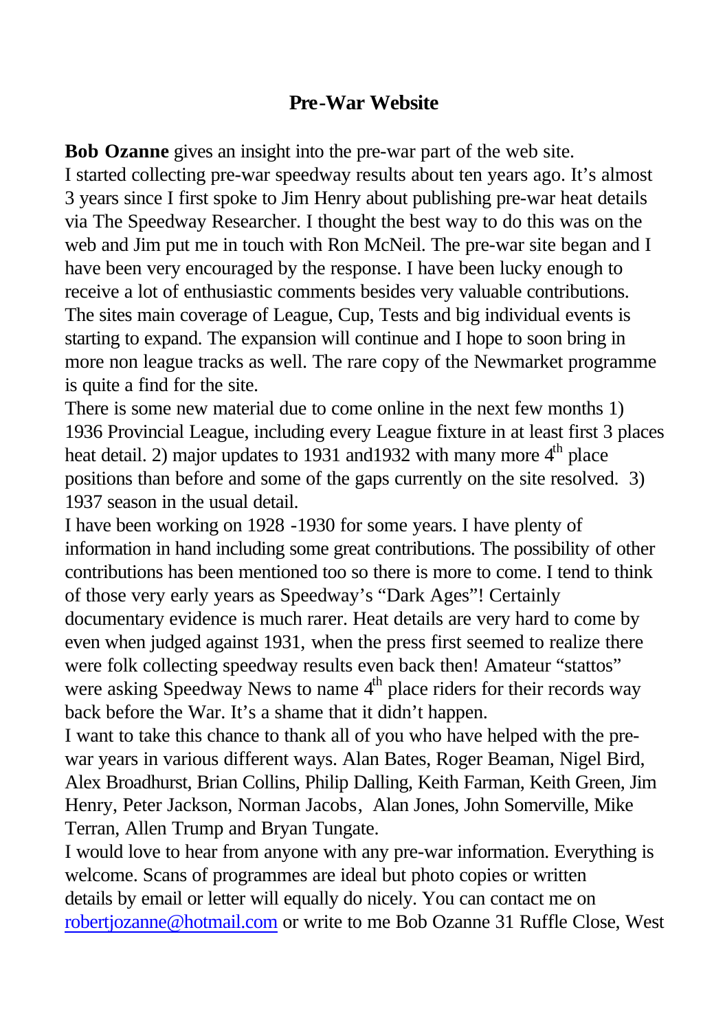## Pre-War Website

**Bob Ozanne** gives an insight into the pre-war part of the web site.

I started collecting pre-war speedway results about ten years ago. It's almost 3 years since I first spoke to Jim Henry about publishing pre-war heat details via The Speedway Researcher. I thought the best way to do this was on the web and Jim put me in touch with Ron McNeil. The pre-war site began and I have been very encouraged by the response. I have been lucky enough to receive a lot of enthusiastic comments besides very valuable contributions. The sites main coverage of League, Cup, Tests and big individual events is starting to expand. The expansion will continue and I hope to soon bring in more non league tracks as well. The rare copy of the Newmarket programme is quite a find for the site.

There is some new material due to come online in the next few months 1) 1936 Provincial League, including every League fixture in at least first 3 places heat detail. 2) major updates to 1931 and1932 with many more 4th place positions than before and some of the gaps currently on the site resolved. 3) 1937 season in the usual detail.

I have been working on 1928 -1930 for some years. I have plenty of information in hand including some great contributions. The possibility of other contributions has been mentioned too so there is more to come. I tend to think of those very early years as Speedway's "Dark Ages"! Certainly documentary evidence is much rarer. Heat details are very hard to come by even when judged against 1931, when the press first seemed to realize there were folk collecting speedway results even back then! Amateur "stattos" were asking Speedway News to name 4th place riders for their records way back before the War. It's a shame that it didn't happen.

I want to take this chance to thank all of you who have helped with the pre-war years in various different ways. Alan Bates, Roger Beaman, Nigel Bird, Alex Broadhurst, Brian Collins, Philip Dalling, Keith Farman, Keith Green, Jim Henry, Peter Jackson, Norman Jacobs, Alan Jones, John Somerville, Mike Terran, Allen Trump and Bryan Tungate.

I would love to hear from anyone with any pre-war information. Everything is welcome. Scans of programmes are ideal but photo copies or written details by email or letter will equally do nicely. You can contact me on robertjozanne@hotmail.com or write to me Bob Ozanne 31 Ruffle Close, West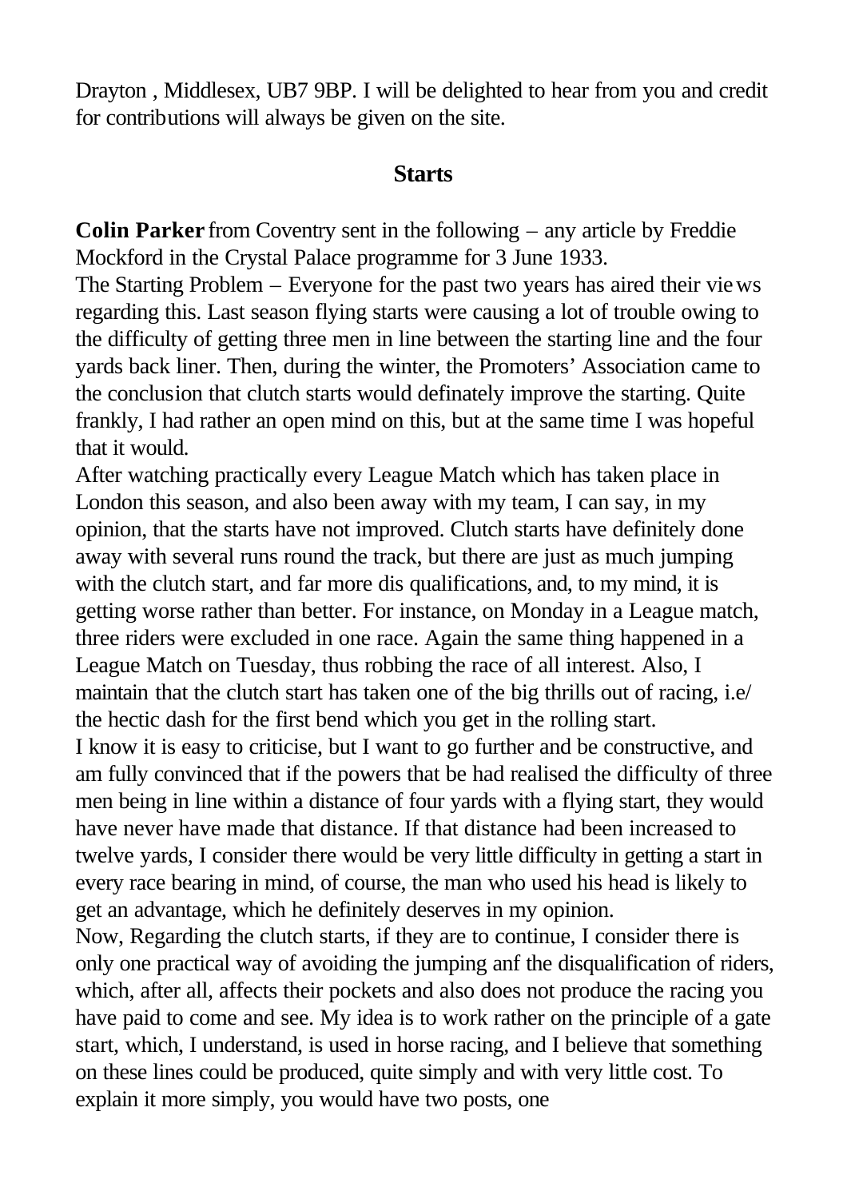Drayton , Middlesex, UB7 9BP. I will be delighted to hear from you and credit for contributions will always be given on the site.

## Starts

**Colin Parker** from Coventry sent in the following – any article by Freddie Mockford in the Crystal Palace programme for 3 June 1933.

The Starting Problem – Everyone for the past two years has aired their views regarding this. Last season flying starts were causing a lot of trouble owing to the difficulty of getting three men in line between the starting line and the four yards back liner. Then, during the winter, the Promoters' Association came to the conclusion that clutch starts would definately improve the starting. Quite frankly, I had rather an open mind on this, but at the same time I was hopeful that it would.

After watching practically every League Match which has taken place in London this season, and also been away with my team, I can say, in my opinion, that the starts have not improved. Clutch starts have definitely done away with several runs round the track, but there are just as much jumping with the clutch start, and far more dis qualifications, and, to my mind, it is getting worse rather than better. For instance, on Monday in a League match, three riders were excluded in one race. Again the same thing happened in a League Match on Tuesday, thus robbing the race of all interest. Also, I maintain that the clutch start has taken one of the big thrills out of racing, i.e/ the hectic dash for the first bend which you get in the rolling start.

I know it is easy to criticise, but I want to go further and be constructive, and am fully convinced that if the powers that be had realised the difficulty of three men being in line within a distance of four yards with a flying start, they would have never have made that distance. If that distance had been increased to twelve yards, I consider there would be very little difficulty in getting a start in every race bearing in mind, of course, the man who used his head is likely to get an advantage, which he definitely deserves in my opinion.

Now, Regarding the clutch starts, if they are to continue, I consider there is only one practical way of avoiding the jumping anf the disqualification of riders, which, after all, affects their pockets and also does not produce the racing you have paid to come and see. My idea is to work rather on the principle of a gate start, which, I understand, is used in horse racing, and I believe that something on these lines could be produced, quite simply and with very little cost. To explain it more simply, you would have two posts, one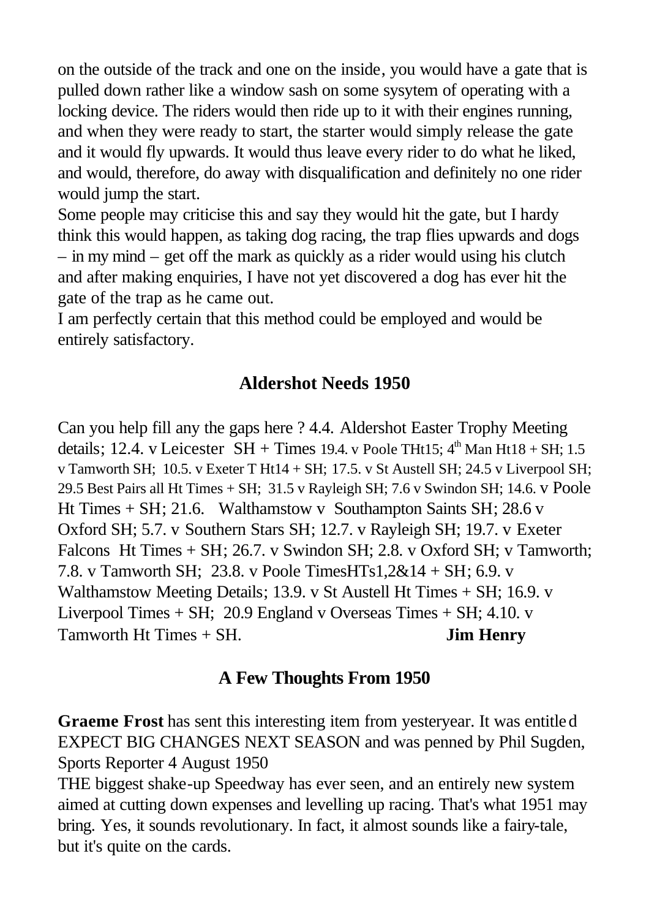on the outside of the track and one on the inside, you would have a gate that is pulled down rather like a window sash on some sysytem of operating with a locking device. The riders would then ride up to it with their engines running, and when they were ready to start, the starter would simply release the gate and it would fly upwards. It would thus leave every rider to do what he liked, and would, therefore, do away with disqualification and definitely no one rider would jump the start.

Some people may criticise this and say they would hit the gate, but I hardy think this would happen, as taking dog racing, the trap flies upwards and dogs – in my mind – get off the mark as quickly as a rider would using his clutch and after making enquiries, I have not yet discovered a dog has ever hit the gate of the trap as he came out.

I am perfectly certain that this method could be employed and would be entirely satisfactory.

## Aldershot Needs 1950

Can you help fill any the gaps here ? 4.4. Aldershot Easter Trophy Meeting details; 12.4. v Leicester SH + Times 19.4. v Poole THt15; 4th Man Ht18 + SH; 1.5 v Tamworth SH; 10.5. v Exeter T Ht14 + SH; 17.5. v St Austell SH; 24.5 v Liverpool SH; 29.5 Best Pairs all Ht Times + SH; 31.5 v Rayleigh SH; 7.6 v Swindon SH; 14.6. v Poole Ht Times + SH; 21.6. Walthamstow v Southampton Saints SH; 28.6 v Oxford SH; 5.7. v Southern Stars SH; 12.7. v Rayleigh SH; 19.7. v Exeter Falcons Ht Times + SH; 26.7. v Swindon SH; 2.8. v Oxford SH; v Tamworth; 7.8. v Tamworth SH; 23.8. v Poole TimesHTs1,2&14 + SH; 6.9. v Walthamstow Meeting Details; 13.9. v St Austell Ht Times + SH; 16.9. v Liverpool Times + SH; 20.9 England v Overseas Times + SH; 4.10. v Tamworth Ht Times + SH. **Jim Henry**

## A Few Thoughts From 1950

**Graeme Frost** has sent this interesting item from yesteryear. It was entitled EXPECT BIG CHANGES NEXT SEASON and was penned by Phil Sugden, Sports Reporter 4 August 1950

THE biggest shake-up Speedway has ever seen, and an entirely new system aimed at cutting down expenses and levelling up racing. That's what 1951 may bring. Yes, it sounds revolutionary. In fact, it almost sounds like a fairy-tale, but it's quite on the cards.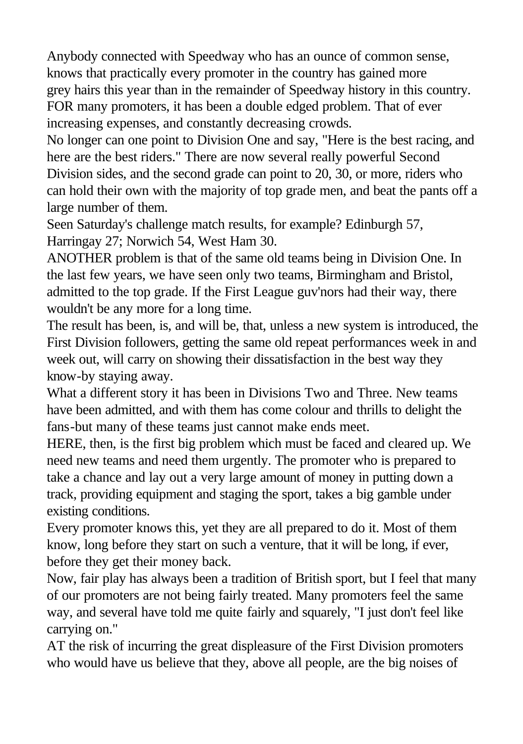Anybody connected with Speedway who has an ounce of common sense, knows that practically every promoter in the country has gained more grey hairs this year than in the remainder of Speedway history in this country.

FOR many promoters, it has been a double edged problem. That of ever increasing expenses, and constantly decreasing crowds.

No longer can one point to Division One and say, "Here is the best racing, and here are the best riders." There are now several really powerful Second Division sides, and the second grade can point to 20, 30, or more, riders who can hold their own with the majority of top grade men, and beat the pants off a large number of them.

Seen Saturday's challenge match results, for example? Edinburgh 57, Harringay 27; Norwich 54, West Ham 30.

ANOTHER problem is that of the same old teams being in Division One. In the last few years, we have seen only two teams, Birmingham and Bristol, admitted to the top grade. If the First League guv'nors had their way, there wouldn't be any more for a long time.

The result has been, is, and will be, that, unless a new system is introduced, the First Division followers, getting the same old repeat performances week in and week out, will carry on showing their dissatisfaction in the best way they know-by staying away.

What a different story it has been in Divisions Two and Three. New teams have been admitted, and with them has come colour and thrills to delight the fans-but many of these teams just cannot make ends meet.

HERE, then, is the first big problem which must be faced and cleared up. We need new teams and need them urgently. The promoter who is prepared to take a chance and lay out a very large amount of money in putting down a track, providing equipment and staging the sport, takes a big gamble under existing conditions.

Every promoter knows this, yet they are all prepared to do it. Most of them know, long before they start on such a venture, that it will be long, if ever, before they get their money back.

Now, fair play has always been a tradition of British sport, but I feel that many of our promoters are not being fairly treated. Many promoters feel the same way, and several have told me quite fairly and squarely, "I just don't feel like carrying on."

AT the risk of incurring the great displeasure of the First Division promoters who would have us believe that they, above all people, are the big noises of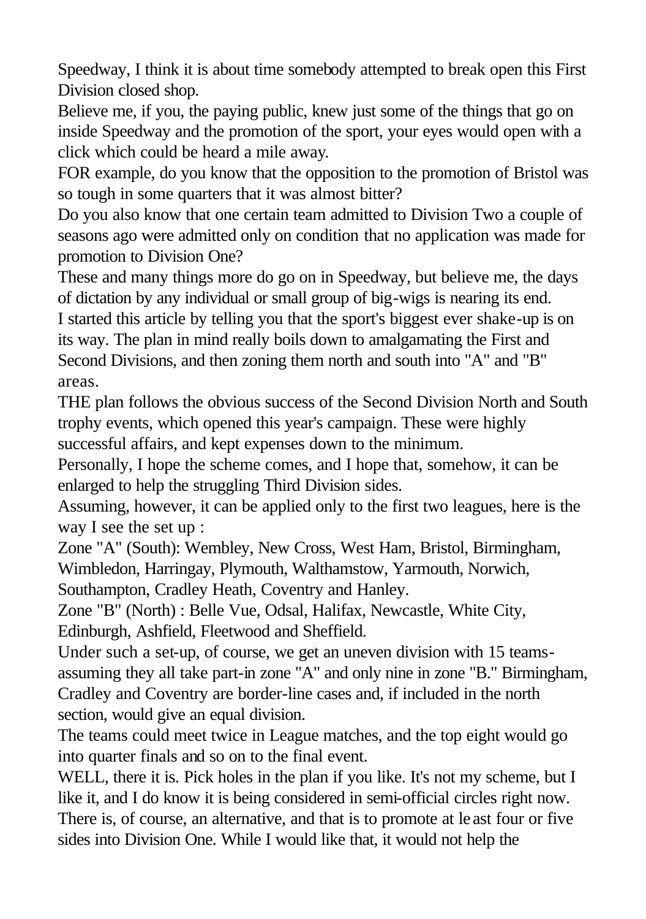Speedway, I think it is about time somebody attempted to break open this First Division closed shop.

Believe me, if you, the paying public, knew just some of the things that go on inside Speedway and the promotion of the sport, your eyes would open with a click which could be heard a mile away.

FOR example, do you know that the opposition to the promotion of Bristol was so tough in some quarters that it was almost bitter?

Do you also know that one certain team admitted to Division Two a couple of seasons ago were admitted only on condition that no application was made for promotion to Division One?

These and many things more do go on in Speedway, but believe me, the days of dictation by any individual or small group of big-wigs is nearing its end.

I started this article by telling you that the sport's biggest ever shake-up is on its way. The plan in mind really boils down to amalgamating the First and Second Divisions, and then zoning them north and south into "A" and "B" areas.

THE plan follows the obvious success of the Second Division North and South trophy events, which opened this year's campaign. These were highly successful affairs, and kept expenses down to the minimum.

Personally, I hope the scheme comes, and I hope that, somehow, it can be enlarged to help the struggling Third Division sides.

Assuming, however, it can be applied only to the first two leagues, here is the way I see the set up :

Zone "A" (South): Wembley, New Cross, West Ham, Bristol, Birmingham, Wimbledon, Harringay, Plymouth, Walthamstow, Yarmouth, Norwich, Southampton, Cradley Heath, Coventry and Hanley.

Zone "B" (North) : Belle Vue, Odsal, Halifax, Newcastle, White City, Edinburgh, Ashfield, Fleetwood and Sheffield.

Under such a set-up, of course, we get an uneven division with 15 teams-assuming they all take part-in zone "A" and only nine in zone "B." Birmingham, Cradley and Coventry are border-line cases and, if included in the north section, would give an equal division.

The teams could meet twice in League matches, and the top eight would go into quarter finals and so on to the final event.

WELL, there it is. Pick holes in the plan if you like. It's not my scheme, but I like it, and I do know it is being considered in semi-official circles right now.

There is, of course, an alternative, and that is to promote at least four or five sides into Division One. While I would like that, it would not help the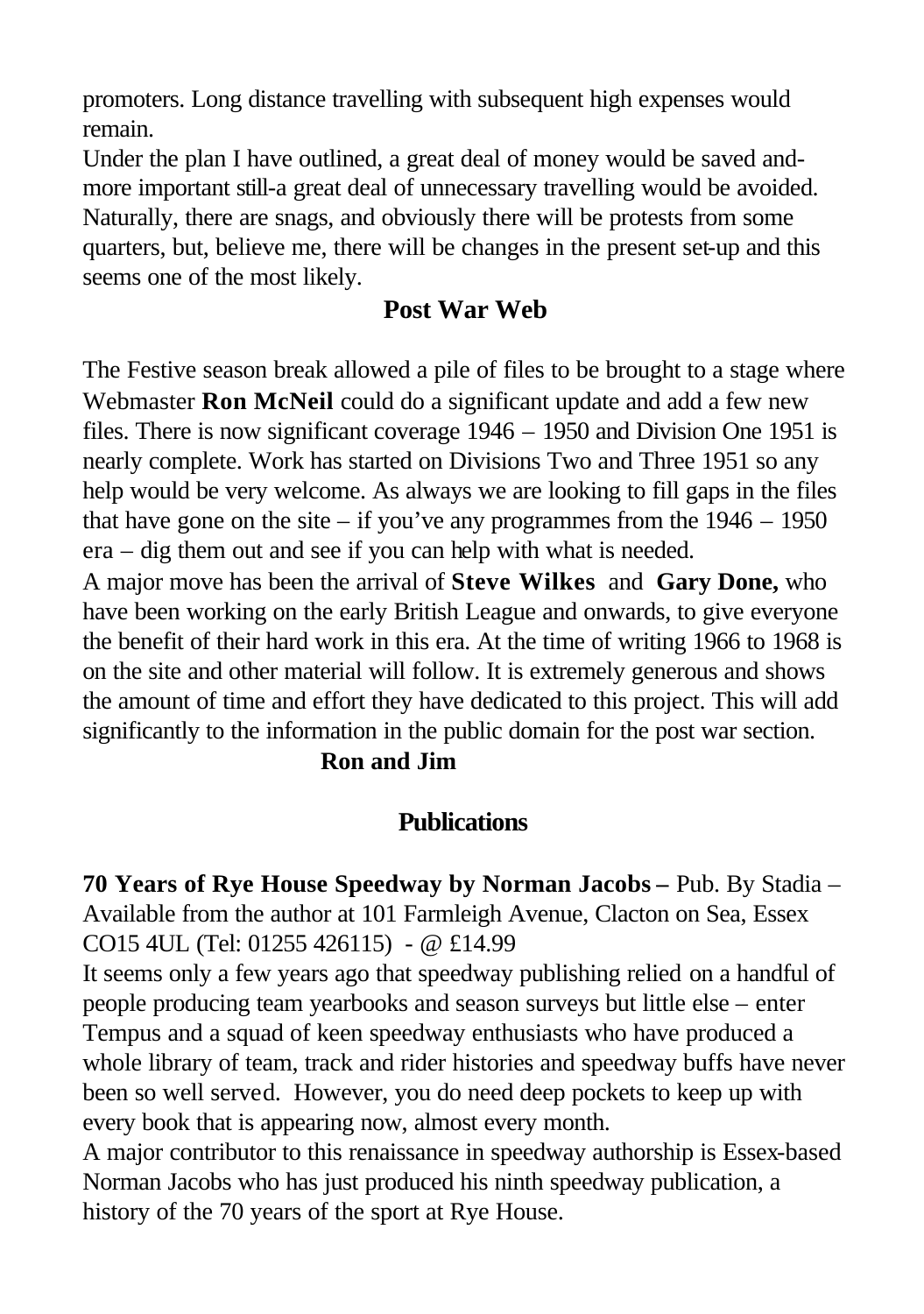promoters. Long distance travelling with subsequent high expenses would remain.

Under the plan I have outlined, a great deal of money would be saved and-more important still-a great deal of unnecessary travelling would be avoided. Naturally, there are snags, and obviously there will be protests from some quarters, but, believe me, there will be changes in the present set-up and this seems one of the most likely.

## Post War Web

The Festive season break allowed a pile of files to be brought to a stage where Webmaster **Ron McNeil** could do a significant update and add a few new files. There is now significant coverage 1946 – 1950 and Division One 1951 is nearly complete. Work has started on Divisions Two and Three 1951 so any help would be very welcome. As always we are looking to fill gaps in the files that have gone on the site – if you've any programmes from the 1946 – 1950 era – dig them out and see if you can help with what is needed.

A major move has been the arrival of **Steve Wilkes** and **Gary Done,** who have been working on the early British League and onwards, to give everyone the benefit of their hard work in this era. At the time of writing 1966 to 1968 is on the site and other material will follow. It is extremely generous and shows the amount of time and effort they have dedicated to this project. This will add significantly to the information in the public domain for the post war section.

**Ron and Jim**

## Publications

**70 Years of Rye House Speedway by Norman Jacobs –** Pub. By Stadia – Available from the author at 101 Farmleigh Avenue, Clacton on Sea, Essex CO15 4UL (Tel: 01255 426115) - @ £14.99

It seems only a few years ago that speedway publishing relied on a handful of people producing team yearbooks and season surveys but little else – enter Tempus and a squad of keen speedway enthusiasts who have produced a whole library of team, track and rider histories and speedway buffs have never been so well served. However, you do need deep pockets to keep up with every book that is appearing now, almost every month.

A major contributor to this renaissance in speedway authorship is Essex-based Norman Jacobs who has just produced his ninth speedway publication, a history of the 70 years of the sport at Rye House.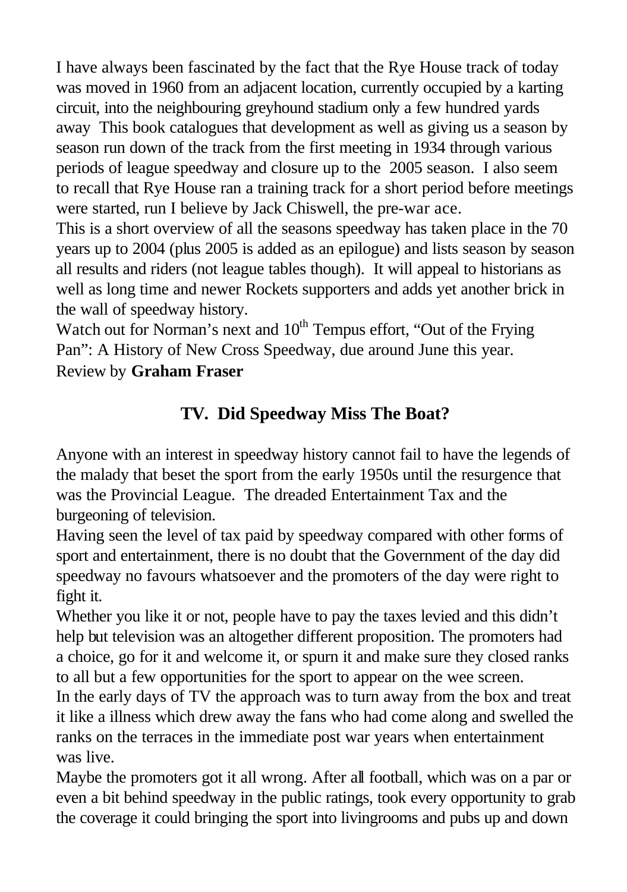I have always been fascinated by the fact that the Rye House track of today was moved in 1960 from an adjacent location, currently occupied by a karting circuit, into the neighbouring greyhound stadium only a few hundred yards away This book catalogues that development as well as giving us a season by season run down of the track from the first meeting in 1934 through various periods of league speedway and closure up to the 2005 season. I also seem to recall that Rye House ran a training track for a short period before meetings were started, run I believe by Jack Chiswell, the pre-war ace.

This is a short overview of all the seasons speedway has taken place in the 70 years up to 2004 (plus 2005 is added as an epilogue) and lists season by season all results and riders (not league tables though). It will appeal to historians as well as long time and newer Rockets supporters and adds yet another brick in the wall of speedway history.

Watch out for Norman's next and 10th Tempus effort, "Out of the Frying Pan": A History of New Cross Speedway, due around June this year.

Review by **Graham Fraser**

## TV. Did Speedway Miss The Boat?

Anyone with an interest in speedway history cannot fail to have the legends of the malady that beset the sport from the early 1950s until the resurgence that was the Provincial League. The dreaded Entertainment Tax and the burgeoning of television.

Having seen the level of tax paid by speedway compared with other forms of sport and entertainment, there is no doubt that the Government of the day did speedway no favours whatsoever and the promoters of the day were right to fight it.

Whether you like it or not, people have to pay the taxes levied and this didn't help but television was an altogether different proposition. The promoters had a choice, go for it and welcome it, or spurn it and make sure they closed ranks to all but a few opportunities for the sport to appear on the wee screen.

In the early days of TV the approach was to turn away from the box and treat it like a illness which drew away the fans who had come along and swelled the ranks on the terraces in the immediate post war years when entertainment was live.

Maybe the promoters got it all wrong. After all football, which was on a par or even a bit behind speedway in the public ratings, took every opportunity to grab the coverage it could bringing the sport into livingrooms and pubs up and down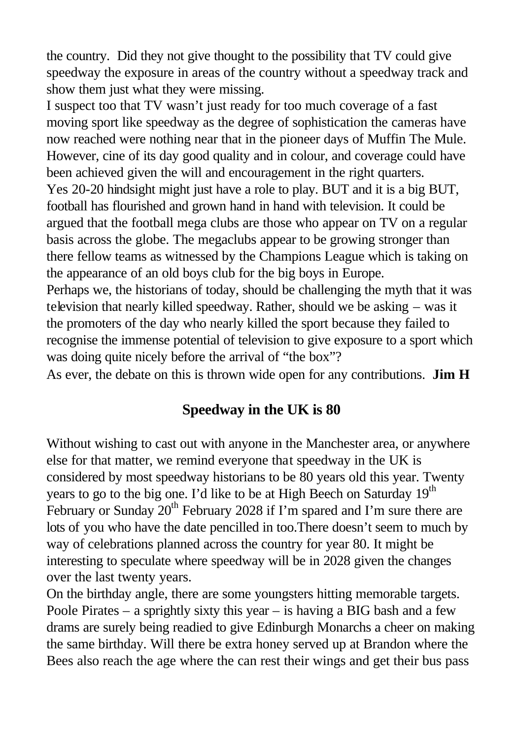the country. Did they not give thought to the possibility that TV could give speedway the exposure in areas of the country without a speedway track and show them just what they were missing.

I suspect too that TV wasn't just ready for too much coverage of a fast moving sport like speedway as the degree of sophistication the cameras have now reached were nothing near that in the pioneer days of Muffin The Mule. However, cine of its day good quality and in colour, and coverage could have been achieved given the will and encouragement in the right quarters.

Yes 20-20 hindsight might just have a role to play. BUT and it is a big BUT, football has flourished and grown hand in hand with television. It could be argued that the football mega clubs are those who appear on TV on a regular basis across the globe. The megaclubs appear to be growing stronger than there fellow teams as witnessed by the Champions League which is taking on the appearance of an old boys club for the big boys in Europe.

Perhaps we, the historians of today, should be challenging the myth that it was television that nearly killed speedway. Rather, should we be asking – was it the promoters of the day who nearly killed the sport because they failed to recognise the immense potential of television to give exposure to a sport which was doing quite nicely before the arrival of "the box"?

As ever, the debate on this is thrown wide open for any contributions. **Jim H**

## Speedway in the UK is 80

Without wishing to cast out with anyone in the Manchester area, or anywhere else for that matter, we remind everyone that speedway in the UK is considered by most speedway historians to be 80 years old this year. Twenty years to go to the big one. I'd like to be at High Beech on Saturday 19th February or Sunday 20th February 2028 if I'm spared and I'm sure there are lots of you who have the date pencilled in too.There doesn't seem to much by way of celebrations planned across the country for year 80. It might be interesting to speculate where speedway will be in 2028 given the changes over the last twenty years.

On the birthday angle, there are some youngsters hitting memorable targets. Poole Pirates – a sprightly sixty this year – is having a BIG bash and a few drams are surely being readied to give Edinburgh Monarchs a cheer on making the same birthday. Will there be extra honey served up at Brandon where the Bees also reach the age where the can rest their wings and get their bus pass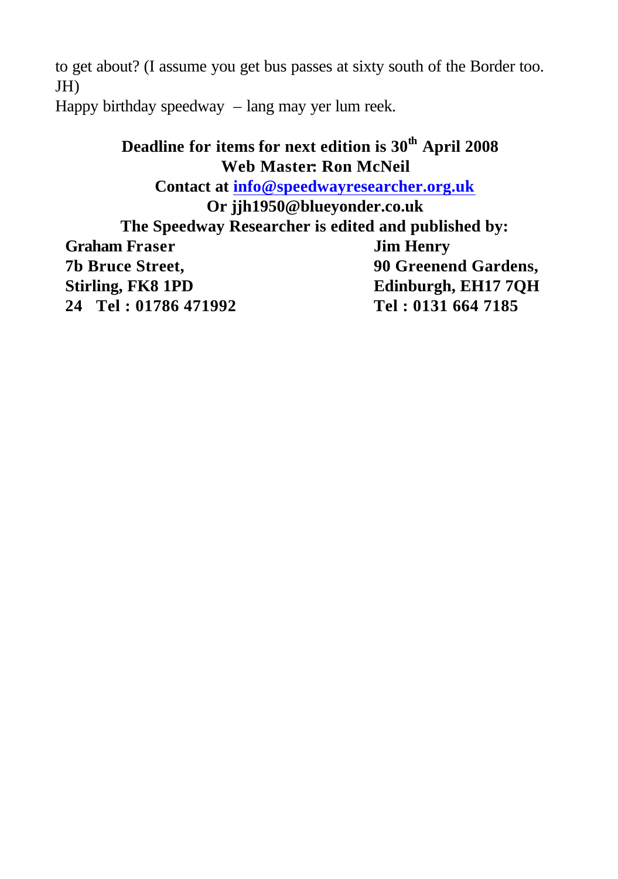to get about? (I assume you get bus passes at sixty south of the Border too. JH)

Happy birthday speedway – lang may yer lum reek.

**Deadline for items for next edition is 30th April 2008**

**Web Master: Ron McNeil**

**Contact at info@speedwayresearcher.org.uk**

**Or jjh1950@blueyonder.co.uk**

**The Speedway Researcher is edited and published by:**

**Graham Fraser**
**7b Bruce Street,**
**Stirling, FK8 1PD**
**Tel : 01786 471992**

**Jim Henry**
**90 Greenend Gardens,**
**Edinburgh, EH17 7QH**
**Tel : 0131 664 7185**